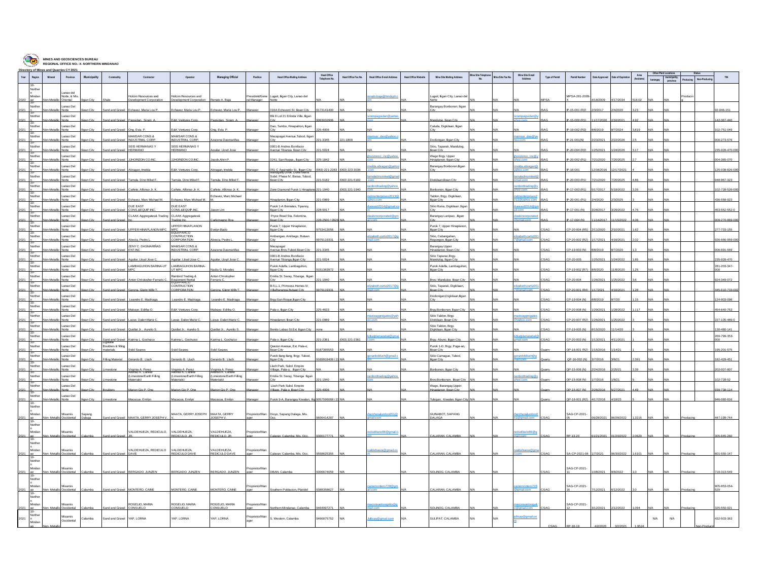**MINES AND GEOSCIENCES BUREAU**
**REGIONAL OFFICE NO. X- NORTHERN MINDANAO**

**Directory of Mines and Quarries CY 2021**

| Year | Region | Mineral | Province | Municipality | Commodity | Contractor | Operator | Managing Official | Position | Head Office Mailing Address | Head Office Telephone No. | Head Office Fax No. | Head Office E-mail Address | Head Office Website | Mine Site Mailing Address | Mine Site Telephone No. | Mine Site Fax No. | Mine Site E-mail Address | Type of Permit | Permit Number | Date Approved | Date of Expiration | Area (hectares) | Other Plant Locations | | Status | | TIN |
|---|---|---|---|---|---|---|---|---|---|---|---|---|---|---|---|---|---|---|---|---|---|---|---|---|---|---|---|---|
| | | | | | | | | | | | | | | | | | | | | | | | | barangay | municipality, province | Producing | Non-Producing | |
| 2020 | 10-Northern Mindanao | Non-Metallic | Lanao del Norte, & Mis. Oriental | Iligan City | Shale | Holcim Resources and Development Corporation | Holcim Resources and Development Corporation | Renato A. Baja | President/General Manager | Lugait, Iligan City, Lanao del Norte | N/A | N/A | renato.baja@hmdcph.com | N/A | Lugait, Iligan City, Lanao del Norte | N/A | N/A | N/A | MPSA | MPSA-281-2009- | 4/18/2009 | 4/17/2034 | 518.02 | N/A | N/A | Producing | | |
| 2021 | 10-Northern | Non-Metallic | Lanao Del Norte | Iligan City | Sand and Gravel | Echavez, Maria Lou P. | Echavez, Maria Lou P. | Echavez, Maria Lou P. | Manager | 016A Echeverri St. Iligan City | 9173141400 | N/A | N/A | N/A | Barangay Bonbonon, Iligan City | N/A | N/A | N/A | ISAG | IP-15-001 (R2) | 2/3/2017 | 2/4/2020 | 3.23 | N/A | N/A | | | 92-846-151 |
| 2021 | 10-Northern | Non-Metallic | Lanao Del Norte | Iligan City | Sand and Gravel | Pagsisdan, Siriam A. | E&K Ventures Corp. | Pagsisdan, Siriam A. | Manager | Blk 8 Lot 21 Erlinda Ville, Iligan City | 9063032906 | N/A | siriampagsisdan@yahoo.com | N/A | Mandulog, Iligan City | N/A | N/A | siriampagsisdan@yahoo.com | ISAG | IP-15-009 (R1) | 11/17/2020 | 2/16/2021 | 4.92 | N/A | N/A | | | 142-357-440 |
| 2021 | 10-Northern | Non-Metallic | Lanao Del Norte | Iligan City | Sand and Gravel | Ong, Evia P. | E&K Ventures Corp. | Ong, Evia P. | Manager | Dao, Tambo, Hinaplanon, Iligan City | 225-4006 | N/A | N/A | | Caluda, Digkilaan, Iligan City | N/A | N/A | N/A | ISAG | IP-19-002 (R2) | 8/8/2019 | 8/7/2024 | 3.819 | N/A | N/A | | | 102-751-049 |
| 2021 | 10-Northern | Non-Metallic | Lanao Del Norte | Iligan City | Sand and Gravel | MAMSAR CONS.& INDUSTRIAL CORP. | MAMSAR CONS.& INDUSTRIAL CORP. | Azucena Dasmariñas | Manager | Macapagal Avenue,Tubod, Iligan City | 221-3345 | 221-1800 | mamsar_das@yahoo.com | N/A | Dodiongan, Iligan City | N/A | N/A | mamsar_das@yahoo.com | ISAG | IP-21-001(N) | 2/23/2021 | 2/22/2026 | 2.5 | N/A | N/A | | | 000-273-576 |
| 2021 | 10-Northern | Non-Metallic | Lanao Del Norte | Iligan City | Sand and Gravel | SEIS HERMANAS Y HERMANO | SEIS HERMANAS Y HERMANO | Aguilar, Lloyd Jose | Manager | 0001-B Andres Bonifacio Avenue Tibanga, Iligan City | 221-5024 | N/A | N/A | N/A | Sitio, Taparak, Mandulog, Iligan City | N/A | N/A | N/A | ISAG | IP-20-004 (R2) | 1/25/2021 | 1/24/2026 | 3.17 | N/A | N/A | | | 235-928-470-000 |
| 2021 | 10-Northern | Non-Metallic | Lanao Del Norte | Iligan City | Sand and Gravel | J2HORIZON CO.INC. | J2HORIZON CO.INC. | Jacob,Alvin P. | Manager | 0241, San Roque,, Iligan City | 225-1842 | N/A | jhorizonco_inc@yahoo.com | N/A | Wago Brgy. Upper Hinaplanon, Iligan City | N/A | N/A | jhorizonco_inc@yahoo.com | ISAG | IP-20-002 (R1) | 7/21/2020 | 7/20/2025 | 2.7 | N/A | N/A | | | 004-365-070 |
| 2021 | 10-Northern | Non-Metallic | Lanao Del Norte | Iligan City | Sand and Gravel | Abragan, Imelda | E&K Ventures Corp. | Abragan, Imelda | Manager | 051-C Aguinaldo St., Iligan City | (063) 221-2283 | (063) 223-3036 | imelda.abragan@yahoo.com | N/A | Barangay Bonbonon,Iligan City | N/A | N/A | imelda.abragan@yahoo.com | ISAG | IP-16-001 | 12/16/2016 | 12/17/2021 | 4 | N/A | N/A | | | 125-038-826-000 |
| 2021 | 10-Northern | Non-Metallic | Lanao Del Norte | Iligan City | Sand and Gravel | Tamula, Dino Mikel F. | Tamula, Dino Mikel F. | Tamula, Dino Mikel F. | Manager | Mahogany Drive, Doña Maria Subd. Phase IV, Baraa, Tubod, Iligan City | 221-5182 | (063) 221-5182 | tamuladinomikel@gmail.com | N/A | Diokilaan,Iligan City | N/A | N/A | tamuladinomikel@gmail.com | ISAG | IP-20-003 (R1) | 7/21/2020 | 7/20/2025 | 4.86 | N/A | N/A | | | 948-967-323 |
| 2021 | 10-Northern | Non-Metallic | Lanao Del Norte | Iligan City | Sand and Gravel | Cañete, Alfonso Jr. K. | Cañete, Alfonso Jr. K. | Cañete, Alfonso Jr. K. | Manager | Zone Diamond Purok 1 Hinaplanon | 221-1940 | (063) 221-1940 | rambotrading@yahoo.com | N/A | Bonbonon, Iligan City | N/A | N/A | rambotrading@yahoo.com | ISAG | IP-17-003 (R1) | 5/17/2017 | 5/18/2022 | 3.26 | N/A | N/A | | | 102-728-526-000 |
| 2021 | 10-Northern | Non-Metallic | Lanao Del Norte | Iligan City | Sand and Gravel | Echavez, Marc Michael M. | Echavez, Marc Michael M. | Echavez, Marc Michael M. | Manager | Hinaplanon, Iligan City | 221-0989 | N/A | mdmenterprises2013@yahoo.com | N/A | Tablon, Brgy. Digkilaan, Iligan City | N/A | N/A | mdmenterprises2013@yahoo.com | ISAG | IP-20-001 (R1) | 2/4/2020 | 2/3/2025 | 3 | N/A | N/A | | | 436-558-923 |
| 2021 | 10-Northern | Non-Metallic | Lanao Del Norte | Iligan City | Sand and Gravel | DUE EAST CONS.&EQUIP.INC. | DUE EAST CONS.&EQUIP.INC. | Jason Lim | Manager | Purok 1-A Bernales, Tipanoy, Iligan City | 228-9017 | N/A | dueeast2014@gmail.com | N/A | Sitio Rumia, Digkilaan ,Iligan City | N/A | N/A | dueeast2014@gmail.com | ISAG | IP-17-001 (N) | 3/28/2017 | 3/29/2022 | 4.76 | N/A | N/A | | | 453-552-552-0 |
| 2021 | 10-Northern | Non-Metallic | Lanao Del Norte | Iligan City | Sand and Gravel | CLAAK Aggregates& Trading Inc. | CLAAK Aggregates& Trading Inc. | Carlomagno Roa | Manager | Pryce Road Sta. Felomina, Iligan City | 228-2500 / 0926 | N/A | claakincorporated@gmail.com | N/A | Barangay Lanipao , Iligan City | N/A | N/A | claakincorporated@gmail.com | ISAG | IP-17-004 (N) | 11/14/2017 | 11/15/2022 | 4.06 | N/A | N/A | | | 009-270-869-000 |
| 2021 | 10-Northern | Non-Metallic | Lanao Del Norte | Iligan City | Sand and Gravel | UPPER HINAPLANON MPC | UPPER HINAPLANON MPC | Evelyn Bado | Manager | Purok 7, Upper Hinaplanon, Iligan City | 9753413056 | N/A | N/A | N/A | Purok 7, Upper Hinaplanon, Iligan City | N/A | N/A | N/A | CSAG | CP-20-004 (R5) | 2/11/2020 | 2/10/2021 | 1.62 | N/A | N/A | | | 277-733-155 |
| 2021 | 10-Northern | Non-Metallic | Lanao Del Norte | Iligan City | Sand and Gravel | Abecia, Pedro L. | EQUIPARCO CONTRUCTION CORPORATION | Abecia, Pedro L. | Manager | Ambangan, Ambago, Butuan City | 9979119331 | N/A | elizabeth.curtu2017@gmail.com | N/A | Sitio, Cabangahan, Rogongon, Iligan City | N/A | N/A | elizabeth.curtu2017@gmail.com | CSAG | CP-20-002 (R2) | 1/17/2021 | 4/16/2021 | 2.02 | N/A | N/A | | | 926-666-959-000 |
| 2021 | 10-Northern | Non-Metallic | Lanao Del Norte | Iligan City | Sand and Gravel | ZENY C. DASMARIÑAS ENT.INC | MAMSAR CONS.& INDUSTRIAL CORP. | Azucena Dasmariñas | Manager | Macapagal Avenue,Brov.Tubod,Iligan City | 221-3345 | N/A | N/A | N/A | Barangay Upper Hinaplanon, Iligan City | N/A | N/A | N/A | CSAG | CP-19-003 (N) | 8/8/2019 | 8/7/2020 | 1.3 | N/A | N/A | | | 006-691-569 |
| 2021 | 10-Northern | Non-Metallic | Lanao Del Norte | Iligan City | Sand and Gravel | Aguilar, Lloyd Jose C. | Aguilar, Lloyd Jose C. | Aguilar, Lloyd Jose C. | Manager | 0001-B Andres Bonifacio Avenue Tibanga,Iligan City | 221-5024 | N/A | N/A | N/A | Sitio Taparac,Brgy. Mandulog, Iligan City | N/A | N/A | N/A | CSAG | CP-20-005 | 1/25/2021 | 1/24/2022 | 1.85 | N/A | N/A | | | 235-928-470 |
| 2021 | 10-Northern | Non-Metallic | Lanao Del Norte | Iligan City | Sand and Gravel | LAMBAGUHON BARINA-UT MPC | LAMBAGUHON BARINA-UT MPC | Nadia G. Morales | Manager | Purok Adelfa, Lambaguhon, Iligan City | 9151383972 | N/A | N/A | N/A | Purok Adelfa, Lambaguhon, Iligan City | N/A | N/A | N/A | CSAG | CP-19-002 (R7) | 8/9/2020 | 11/8/2020 | 1.25 | N/A | N/A | | | 281-203-347-000 |
| 2021 | 10-Northern | Non-Metallic | Lanao Del Norte | Iligan City | Sand and Gravel | Anton Christopher Ferraris C. | Rambrd Trading & Equipment Rental | Anton Christopher Ferraris C. | Manager | Emilia St. Saray, Tibanga, Iligan City | 221-1940 | N/A | N/A | N/A | Brgy. Mandulog, Iligan City | N/A | N/A | N/A | CSAG | CP-20-004 | 1/26/2021 | 1/25/2022 | 3.6 | N/A | N/A | | | 924-349-072 |
| 2021 | 10-Northern | Non-Metallic | Lanao Del Norte | Iligan City | Sand and Gravel | Gerona, Glenn Willy T. | EQUIPARCO CONTRUCTION CORPORATION | Gerona, Glenn Willy T. | Manager | B-5,L-1, Princess Homes IV, Villaflaranga,Butuan City | 9979119331 | N/A | elizabeth.curtu2017@gmail.com | N/A | Sitio, Taparak, Digkilaan, Iligan City | N/A | N/A | elizabeth.curtu2017@gmail.com | CSAG | CP-20-001 (R4) | 1/17/2021 | 4/16/2021 | 1.28 | N/A | N/A | | | 445-610-733-002 |
| 2021 | 10-Northern | Non-Metallic | Lanao Del Norte | Iligan City | Sand and Gravel | Leandro E. Madriaga | Leandro E. Madriaga | Leandro E. Madriaga | Manager | Brgy.San Roque,Iligan City | | N/A | N/A | N/A | Dodiongan,Digkilaan,Iligan City | N/A | N/A | N/A | CSAG | CP-19-004 (N) | 8/8/2019 | 8/7/20 | 1.15 | N/A | N/A | | | 124-903-098 |
| 2021 | 10-Northern | Non-Metallic | Lanao Del Norte | Iligan City | Sand and Gravel | Mabayo, Editha O. | E&K Ventures Corp. | Mabayo, Editha O. | Manager | Pala-o, Iligan City | 225-4633 | N/A | N/A | N/A | Brgy.Bonbonon, Iligan City | N/A | N/A | N/A | CSAG | CP-20-008 (N) | 1/29/2021 | 1/28/2022 | 1.117 | N/A | N/A | | | 454-640-753 |
| 2021 | 10-Northern | Non-Metallic | Lanao Del Norte | Iligan City | Sand and Gravel | Lavuo, Dalen Marie C. | Lavuo, Dalen Marie C. | Lavuo, Dalen Marie C. | Manager | Hinaplanon, Iligan City | 221-0989 | N/A | maxieaggregates@yahoo.com | N/A | Sitio Tablon, Brgy. Digkilaan, Iligan City | N/A | N/A | maxieaggregates@yahoo.com | CSAG | CP-20-007 (R2) | 1/26/2021 | 1/25/2022 | 3 | N/A | N/A | | | 227-105-489-0 |
| 2021 | 10-Northern | Non-Metallic | Lanao Del Norte | Iligan City | Sand and Gravel | Quidlat Jr., Aurelio S. | Quidlat Jr., Aurelio S. | Quidlat Jr., Aurelio S. | Manager | Benito Labao St.Ext. Iligan City | none | N/A | N/A | N/A | Sitio Tablon, Brgy. Digkilaan, Iligan City | N/A | N/A | N/A | CSAG | CP-19-005 (N) | 8/15/2020 | 11/14/20 | 3 | N/A | N/A | | | 130-480-141 |
| 2021 | 10-Northern | Non-Metallic | Lanao Del Norte | Iligan City | Sand and Gravel | Katrina L. Gochuico | Katrina L. Gochuico | Katrina L. Gochuico | Manager | Pala-o, Iligan City | 221-2361 | (063) 221-2361 | ktkatplamazabal@gmail.com | N/A | Brgy. Abuno, Iligan City. | N/A | N/A | ktkatplamazabal@gmail.com | CSAG | CP-20-003 (N) | 1/13/2021 | 4/11/2021 | 1 | N/A | N/A | | | 269-799-353-000 |
| 2021 | 10-Northern | Non-Metallic | Lanao Del Norte | Iligan City | Lightfill Boulders & filling materials | Sybil Seares | Sybil Seares | Sybil Seares | Manager | Quezon Avenue, Ext. Pala-o, Iligan City | 9187365553 | N/A | N/A | N/A | Purok 1-D, Brgy. Puga-an, Iligan City | N/A | N/A | N/A | Quarry | QP-16-001 (R2) | 1/15/2016 | 1/14/21 | 1 | N/A | N/A | | | 195-201-575 |
| 2021 | 10-Northern | Non-Metallic | Lanao Del Norte | Iligan City | Filling Material | Gerardo B. Lluch | Gerardo B. Lluch | Gerardo B. Lluch | Manager | Purok Ilang-Ilang, Brgy. Tubod, Iligan City | 9169918409 / 22 | N/A | gerardoblluch@gmail.com | N/A | Sitio Camague, Tubod, Iligan City | N/A | N/A | gerardoblluch@gmail.com | Quarry | QP-16-002 (N) | 3/7/2016 | 3/6/21 | 2.391 | N/A | N/A | | | 182-429-451 |
| 2021 | 10-Northern | Non-Metallic | Lanao Del Norte | Iligan City | Limestone | Virginia A. Perez | Virginia A. Perez | Virginia A. Perez | Manager | Lluch Park, Subd. Empire Village, Pala-o, Iligan City | N/A | N/A | N/A | N/A | Bonbonon, Iligan City | N/A | N/A | N/A | Quarry | QP-15-006 (N) | 2/24/2016 | 2/25/21 | 3.39 | N/A | N/A | | | 202-007-807 |
| 2021 | 10-Northern | Non-Metallic | Lanao Del Norte | Iligan City | Limestone | Alfonso K. Cañete (Limestone/Earth Filling Materials) | Alfonso K. Cañete (Limestone/Earth Filling Materials) | Alfonso K. Cañete (Limestone/Earth Filling Materials) | Manager | Emilia St. Saray, Tibanga Iligan City | 221-1940 | N/A | rambotrading@yahoo.com | N/A | Brgy.Bonbonon, Iligan City | N/A | N/A | rambotrading@yahoo.com | Quarry | QP-15-008 (N) | 1/7/2016 | 1/8/21 | 5 | N/A | N/A | | | 102-728-52 |
| 2021 | 10-Northern | Non-Metallic | Lanao Del Norte | Iligan City | Boulders | Marion Gio P. Ong | Marion Gio P. Ong | Marion Gio P. Ong | Manager | Lluch Park, Subd. Empire Village, Pala-o, Iligan City | 225-4006 | N/A | N/A | N/A | Wago, Barangay,Upper Hinaplanon Iligan City | N/A | N/A | N/A | Quarry | QP-15-007 (N) | 2/26/2016 | 5/27/2021 | 4.49 | N/A | N/A | | | 939-738-114 |
| 2021 | 10-Northern | Non-Metallic | Lanao Del Norte | Iligan City | Limestone | Macacua, Emilyn | Macacua, Emilyn | Macacua, Emilyn | Manager | Purok 9-A, Barangay Kiwalan, Iligan City | 9057596058 / 22 | N/A | N/A | N/A | Tubigan, Kiwalan, Iligan City | N/A | N/A | N/A | Quarry | QP-18-001 (R2) | 4/17/2018 | 4/18/23 | 5 | N/A | N/A | | | 946-080-816 |
| 2021 | 10-Northern Mindanao | Non- Metallic | Misamis Occidental | Sapang Dalaga | Sand and Gravel | MAATA, GERRY JOSEPH V. | MAATA, GERRY JOSEPH V. | MAATA, GERRY JOSEPH V. | Proprietor/Manager | Dioyo, Sapang Dalaga, Mis. Occ. | 9606414287 | N/A | rhenhenalumbro051@gmail.com | N/A | GUINABOT, SAPANG DALAGA | N/A | N/A | rhenhenalumbro051@gmail.com | CSAG | SAG-CP-2021-05 | 06/28/2021 | 06/28/2022 | 1.3215 | N/A | N/A | Producing | | 447-199-744 |
| 2021 | 10-Northern Mindanao | Non- Metallic | Misamis Occidental | Calamba | Sand and Gravel | VALDEHUEZA, REDICULO, JR. | VALDEHUEZA, REDICULO, JR. | VALDEHUEZA, REDICULO, JR. | Proprietor/Manager | Calaran, Calamba, Mis. Occ. | 9300177771 | N/A | redsolitario86@gmail.com | N/A | CALARAN, CALAMBA | N/A | N/A | redsolitario86@gmail.com | CSAG | RP-13-20 | 01/21/2021 | 01/20/2022 | 2.0629 | N/A | N/A | Producing | | 305-645-260 |
| 2021 | 10-Northern Mindanao | Non- Metallic | Misamis Occidental | Calamba | Sand and Gravel | VALDEHUEZA, REDICULO DAVE | VALDEHUEZA, REDICULO DAVE | VALDEHUEZA, REDICULO DAVE | Proprietor/Manager | Calaran, Calamba, Mis. Occ. | 9558625355 | N/A | rvaldehueza@gmail.com | N/A | CALARAN, CALAMBA | N/A | N/A | rvaldehueza@gmail.com | CSAG | SA-CP-2021-08 | 1/7/2021 | 06/30/2022 | 1.6101 | N/A | N/A | Producing | | 601-555-147 |
| 2021 | 10-Northern Mindanao | Non- Metallic | Misamis Occidental | Calamba | Sand and Gravel | BERGADO, JUNZEN | BERGADO, JUNZEN | BERGADO, JUNZEN | Proprietor/Manager | DBAN, Calamba | 9306674059 | N/A | | N/A | SOLINOG, CALAMBA | N/A | N/A | | CSAG | SAG-CP-2021-11 | 10/8/2021 | 9/8/2022 | 1.0 | N/A | N/A | Producing | | 719-313-549 |
| 2021 | 10-Northern Mindanao | Non- Metallic | Misamis Occidental | Calamba | Sand and Gravel | MONTERO, CAINE | MONTERO, CAINE | MONTERO, CAINE | Proprietor/Manager | Southern Poblacion, Plaridel | 9388358627 | N/A | cainemontero728@gmail.com | N/A | CALARAN, CALAMBA | N/A | N/A | cainemontero728@gmail.com | CSAG | SAG-CP-2021-16 | 7/12/2021 | 6/12/2022 | 3.0 | N/A | N/A | Producing | | 905-953-054-529 |
| 2021 | 10-Northern Mindanao | Non- Metallic | Misamis Occidental | Calamba | Sand and Gravel | ROGELIO, MARIA CONSUELO | ROGELIO, MARIA CONSUELO | ROGELIO, MARIA CONSUELO | Proprietor/Manager | Northern Mindanao, Calamba | 9464997271 | N/A | marconsuelorogelio@gmail.com | N/A | SOLINOG, CALAMBA | N/A | N/A | marconsuelorogelio@gmail.com | CSAG | SAG-CP-2021-12 | 3/12/2021 | 2/12/2022 | 1.094 | N/A | N/A | Producing | | 325-550-921 |
| 2021 | 10-Northern Mindanao | Non-Metallic | Misamis Occidental | Calamba | Sand and Gravel | YAP, LORNA | YAP, LORNA | YAP, LORNA | Proprietor/Manager | S. Western, Calamba | 9466875752 | N/A | Jullicay@gmail.com | N/A | SULIPAT, CALAMBA | N/A | N/A | jullicay@gmail.com | CSAG | IIP-18-19 | 4/2/2020 | 3/2/2021 | 1.9524 | N/A | N/A | | Non-Producing | 432-503-363 |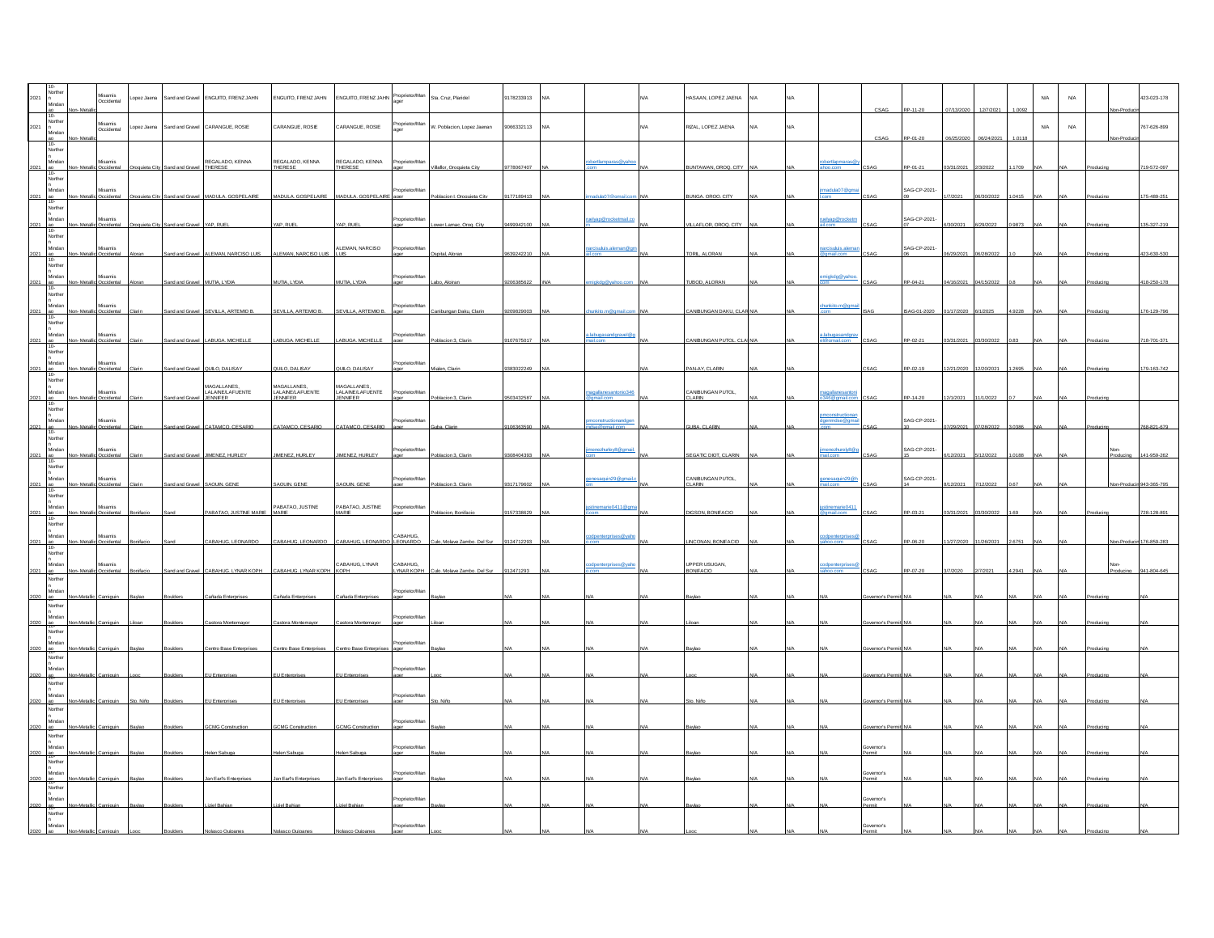| | | | | | | | | | | | | | | | | | | | | | | | | | | | | |
|---|---|---|---|---|---|---|---|---|---|---|---|---|---|---|---|---|---|---|---|---|---|---|---|---|---|---|---|---|
| 2021 | 10-Northern Mindanao | Non-Metallic | Misamis Occidental | Lopez Jaena | Sand and Gravel | ENGUITO, FRENZ JAHN | ENGUITO, FRENZ JAHN | ENGUITO, FRENZ JAHN | Proprietor/Manager | Sta. Cruz, Plaridel | 9178233913 | N/A | | N/A | HASAAN, LOPEZ JAENA | N/A | N/A | | CSAG | RP-11-20 | 07/13/2020 | 12/7/2021 | 1.0092 | N/A | N/A | | Non-Producing | 423-023-178 |
| 2021 | 10-Northern Mindanao | Non-Metallic | Misamis Occidental | Lopez Jaena | Sand and Gravel | CARANGUE, ROSIE | CARANGUE, ROSIE | CARANGUE, ROSIE | Proprietor/Manager | W. Poblacion, Lopez Jaenan | 9066332113 | N/A | | N/A | RIZAL, LOPEZ JAENA | N/A | N/A | | CSAG | RP-01-20 | 06/25/2020 | 06/24/2021 | 1.0118 | N/A | N/A | | Non-Producing | 767-626-899 |
| 2021 | 10-Northern Mindanao | Non-Metallic | Misamis Occidental | Oroquieta City | Sand and Gravel | REGALADO, KENNA THERESE | REGALADO, KENNA THERESE | REGALADO, KENNA THERESE | Proprietor/Manager | Villaflor, Oroquieta City | 9778067407 | NA | robertlampanas@yahoo.com | N/A | BUNTAWAN, OROQ. CITY | N/A | N/A | robertlampanas@yahoo.com | CSAG | RP-01-21 | 03/31/2021 | 2/3/2022 | 1.1709 | N/A | N/A | Producing | | 719-572-097 |
| 2021 | 10-Northern Mindanao | Non-Metallic | Misamis Occidental | Oroquieta City | Sand and Gravel | MADULA, GOSPELAIRE | MADULA, GOSPELAIRE | MADULA, GOSPELAIRE | Proprietor/Manager | Poblacion I, Oroquieta City | 9177189413 | N/A | jmadula07@gmail.com | N/A | BUNGA, OROQ. CITY | N/A | N/A | jmadula07@gmail.com | CSAG | SAG-CP-2021-09 | 1/7/2021 | 06/30/2022 | 1.0415 | N/A | N/A | Producing | | 175-489-251 |
| 2021 | 10-Northern Mindanao | Non-Metallic | Misamis Occidental | Oroquieta City | Sand and Gravel | YAP, RUEL | YAP, RUEL | YAP, RUEL | Proprietor/Manager | Lower Lamac, Oroq. City | 9499942100 | N/A | ruelyap@rocketmail.com | | VILLAFLOR, OROQ. CITY | N/A | N/A | ruelyap@rocketmail.com | CSAG | SAG-CP-2021-07 | 6/30/2021 | 6/29/2022 | 0.9873 | N/A | N/A | Producing | | 135-327-219 |
| 2021 | 10-Northern Mindanao | Non-Metallic | Misamis Occidental | Aloran | Sand and Gravel | ALEMAN, NARCISO LUIS | ALEMAN, NARCISO LUIS | ALEMAN, NARCISO LUIS | Proprietor/Manager | Ospital, Aloran | 9639242210 | N/A | narcisoluis.aleman@gmail.com | N/A | TORIL, ALORAN | N/A | N/A | narcisoluis.aleman@gmail.com | CSAG | SAG-CP-2021-06 | 06/29/2021 | 06/28/2022 | 1.0 | N/A | N/A | Producing | | 423-630-530 |
| 2021 | 10-Northern Mindanao | Non-Metallic | Misamis Occidental | Aloran | Sand and Gravel | MUTIA, LYDIA | MUTIA, LYDIA | MUTIA, LYDIA | Proprietor/Manager | Labo, Aloran | 9206385622 | N/A | emigkdg@yahoo.com | N/A | TUBOD, ALORAN | N/A | N/A | emigkdg@yahoo.com | CSAG | RP-04-21 | 04/16/2021 | 04/15/2022 | 0.8 | N/A | N/A | Producing | | 418-250-178 |
| 2021 | 10-Northern Mindanao | Non-Metallic | Misamis Occidental | Clarin | Sand and Gravel | SEVILLA, ARTEMIO B. | SEVILLA, ARTEMIO B. | SEVILLA, ARTEMIO B. | Proprietor/Manager | Canibungan Daku, Clarin | 9209829003 | N/A | chunkito.m@gmail.com | N/A | CANIBUNGAN DAKU, CLARIN | N/A | N/A | chunkito.m@gmail.com | ISAG | ISAG-01-2020 | 01/17/2020 | 6/1/2025 | 4.9228 | N/A | N/A | Producing | | 176-129-796 |
| 2021 | 10-Northern Mindanao | Non-Metallic | Misamis Occidental | Clarin | Sand and Gravel | LABUGA, MICHELLE | LABUGA, MICHELLE | LABUGA, MICHELLE | Proprietor/Manager | Poblacion 3, Clarin | 9107675017 | N/A | a.labugasandgravel@gmail.com | N/A | CANIBUNGAN PUTOL, CLARIN | N/A | N/A | a.labugasandgravel@gmail.com | CSAG | RP-02-21 | 03/31/2021 | 03/30/2022 | 0.83 | N/A | N/A | Producing | | 718-701-371 |
| 2021 | 10-Northern Mindanao | Non-Metallic | Misamis Occidental | Clarin | Sand and Gravel | QUILO, DALISAY | QUILO, DALISAY | QUILO, DALISAY | Proprietor/Manager | Mialen, Clarin | 9383022249 | N/A | | N/A | PAN-AY, CLARIN | N/A | N/A | | CSAG | RP-02-19 | 12/21/2020 | 12/20/2021 | 1.2695 | N/A | N/A | Producing | | 179-163-742 |
| 2021 | 10-Northern Mindanao | Non-Metallic | Misamis Occidental | Clarin | Sand and Gravel | MAGALLANES, LALAINE/LAFUENTE JENNIFER | MAGALLANES, LALAINE/LAFUENTE JENNIFER | MAGALLANES, LALAINE/LAFUENTE JENNIFER | Proprietor/Manager | Poblacion 3, Clarin | 9503432587 | N/A | magallanesantonio346@gmail.com | N/A | CANIBUNGAN PUTOL, CLARIN | N/A | N/A | magallanesantonio346@gmail.com | CSAG | RP-14-20 | 12/1/2021 | 11/1/2022 | 0.7 | N/A | N/A | Producing | | |
| 2021 | 10-Northern Mindanao | Non-Metallic | Misamis Occidental | Clarin | Sand and Gravel | CATAMCO, CESARIO | CATAMCO, CESARIO | CATAMCO, CESARIO | Proprietor/Manager | Guba, Clarin | 9106363590 | N/A | cmconstructionandgeneralsup@gmail.com | N/A | GUBA, CLARIN | N/A | N/A | cmconstructionandgenmdse@gmail.com | CSAG | SAG-CP-2021-10 | 07/29/2021 | 07/28/2022 | 3.0386 | N/A | N/A | Producing | | 768-821-679 |
| 2021 | 10-Northern Mindanao | Non-Metallic | Misamis Occidental | Clarin | Sand and Gravel | JIMENEZ, HURLEY | JIMENEZ, HURLEY | JIMENEZ, HURLEY | Proprietor/Manager | Poblacion 3, Clarin | 9308404393 | N/A | jimenezhurley8@gmail.com | N/A | SEGATIC DIOT, CLARIN | N/A | N/A | jimenezhurley8@gmail.com | CSAG | SAG-CP-2021-15 | 8/12/2021 | 5/12/2022 | 1.0188 | N/A | N/A | | Non-Producing | 141-959-262 |
| 2021 | 10-Northern Mindanao | Non-Metallic | Misamis Occidental | Clarin | Sand and Gravel | SAOUIN, GENE | SAOUIN, GENE | SAOUIN, GENE | Proprietor/Manager | Poblacion 3, Clarin | 9317179602 | N/A | genesaquin29@gmail.com | N/A | CANIBUNGAN PUTOL, CLARIN | N/A | N/A | genesaquin29@hmail.com | CSAG | SAG-CP-2021-14 | 8/12/2021 | 7/12/2022 | 0.67 | N/A | N/A | | Non-Producing | 943-365-795 |
| 2021 | 10-Northern Mindanao | Non-Metallic | Misamis Occidental | Bonifacio | Sand | PABATAO, JUSTINE MARIE | PABATAO, JUSTINE MARIE | PABATAO, JUSTINE MARIE | Proprietor/Manager | Poblacion, Bonifacio | 9157338629 | N/A | justinemarie0411@gmail.com | N/A | DIGSON, BONIFACIO | N/A | N/A | justinemarie0411@gmail.com | CSAG | RP-03-21 | 03/31/2021 | 03/30/2022 | 1.69 | N/A | N/A | Producing | | 728-128-891 |
| 2021 | 10-Northern Mindanao | Non-Metallic | Misamis Occidental | Bonifacio | Sand | CABAHUG, LEONARDO | CABAHUG, LEONARDO | CABAHUG, LEONARDO | CABAHUG, LEONARDO | Culo, Molave Zambo. Del Sur | 9124712293 | N/A | cedpenterprises@yahoo.com | N/A | LINCONAN, BONIFACIO | N/A | N/A | cedpenterprises@yahoo.com | CSAG | RP-06-20 | 11/27/2020 | 11/26/2021 | 2.6751 | N/A | N/A | | Non-Producing | 176-859-283 |
| 2021 | 10-Northern Mindanao | Non-Metallic | Misamis Occidental | Bonifacio | Sand and Gravel | CABAHUG, LYNAR KOPH | CABAHUG, LYNAR KOPH | CABAHUG, LYNAR KOPH | CABAHUG, LYNAR KOPH | Culo, Molave Zambo. Del Sur | 912471293 | N/A | cedpenterprises@yahoo.com | N/A | UPPER USUGAN, BONIFACIO | N/A | N/A | cedpenterprises@yahoo.com | CSAG | RP-07-20 | 3/7/2020 | 2/7/2021 | 4.2941 | N/A | N/A | | Non-Producing | 941-804-645 |
| 2020 | Northern Mindanao | Non-Metallic | Camiguin | Baylao | Boulders | Cañada Enterprises | Cañada Enterprises | Cañada Enterprises | Proprietor/Manager | Baylao | N/A | N/A | N/A | N/A | Baylao | N/A | N/A | N/A | Governor's Permit | N/A | N/A | N/A | N/A | N/A | N/A | Producing | | N/A |
| 2020 | Northern Mindanao | Non-Metallic | Camiguin | Liloan | Boulders | Castora Montemayor | Castora Montemayor | Castora Montemayor | Proprietor/Manager | Liloan | N/A | N/A | N/A | N/A | Liloan | N/A | N/A | N/A | Governor's Permit | N/A | N/A | N/A | N/A | N/A | N/A | Producing | | N/A |
| 2020 | Northern Mindanao | Non-Metallic | Camiguin | Baylao | Boulders | Centro Base Enterprises | Centro Base Enterprises | Centro Base Enterprises | Proprietor/Manager | Baylao | N/A | N/A | N/A | N/A | Baylao | N/A | N/A | N/A | Governor's Permit | N/A | N/A | N/A | N/A | N/A | N/A | Producing | | N/A |
| 2020 | Northern Mindanao | Non-Metallic | Camiguin | Looc | Boulders | EU Enterprises | EU Enterprises | EU Enterprises | Proprietor/Manager | Looc | N/A | N/A | N/A | N/A | Looc | N/A | N/A | N/A | Governor's Permit | N/A | N/A | N/A | N/A | N/A | N/A | Producing | | N/A |
| 2020 | Northern Mindanao | Non-Metallic | Camiguin | Sto. Niño | Boulders | EU Enterprises | EU Enterprises | EU Enterprises | Proprietor/Manager | Sto. Niño | N/A | N/A | N/A | N/A | Sto. Niño | N/A | N/A | N/A | Governor's Permit | N/A | N/A | N/A | N/A | N/A | N/A | Producing | | N/A |
| 2020 | Northern Mindanao | Non-Metallic | Camiguin | Baylao | Boulders | GCMG Construction | GCMG Construction | GCMG Construction | Proprietor/Manager | Baylao | N/A | N/A | N/A | N/A | Baylao | N/A | N/A | N/A | Governor's Permit | N/A | N/A | N/A | N/A | N/A | N/A | Producing | | N/A |
| 2020 | Northern Mindanao | Non-Metallic | Camiguin | Baylao | Boulders | Helen Sabuga | Helen Sabuga | Helen Sabuga | Proprietor/Manager | Baylao | N/A | N/A | N/A | N/A | Baylao | N/A | N/A | N/A | Governor's Permit | N/A | N/A | N/A | N/A | N/A | N/A | Producing | | N/A |
| 2020 | Northern Mindanao | Non-Metallic | Camiguin | Baylao | Boulders | Jan Earl's Enterprises | Jan Earl's Enterprises | Jan Earl's Enterprises | Proprietor/Manager | Baylao | N/A | N/A | N/A | N/A | Baylao | N/A | N/A | N/A | Governor's Permit | N/A | N/A | N/A | N/A | N/A | N/A | Producing | | N/A |
| 2020 | Northern Mindanao | Non-Metallic | Camiguin | Baylao | Boulders | Lizel Bahian | Lizel Bahian | Lizel Bahian | Proprietor/Manager | Baylao | N/A | N/A | N/A | N/A | Baylao | N/A | N/A | N/A | Governor's Permit | N/A | N/A | N/A | N/A | N/A | N/A | Producing | | N/A |
| 2020 | Northern Mindanao | Non-Metallic | Camiguin | Looc | Boulders | Nolasco Quiganes | Nolasco Quiganes | Nolasco Quiganes | Proprietor/Manager | Looc | N/A | N/A | N/A | N/A | Looc | N/A | N/A | N/A | Governor's Permit | N/A | N/A | N/A | N/A | N/A | N/A | Producing | | N/A |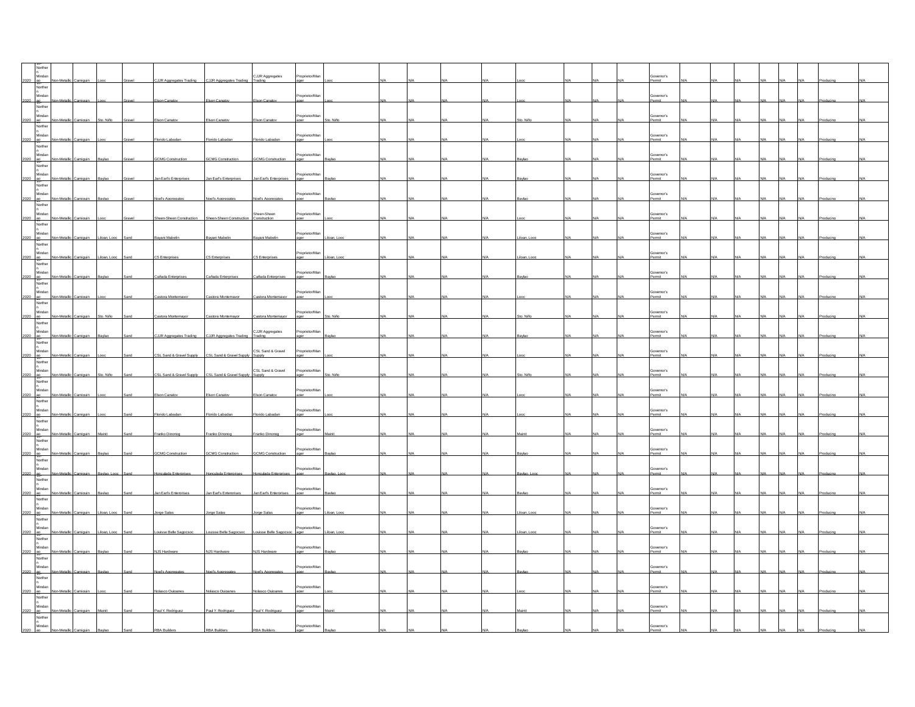| | | | | | | | | | | | | | | | | | | | | | | | | | | | |
|---|---|---|---|---|---|---|---|---|---|---|---|---|---|---|---|---|---|---|---|---|---|---|---|---|---|---|---|
| 2020 | Northern Mindanao | Non-Metallic | Camiguin | Looc | Gravel | CJJR Aggregates Trading | CJJR Aggregates Trading | CJJR Aggregates Trading | Proprietor/Manager | Looc | N/A | N/A | N/A | N/A | Looc | N/A | N/A | N/A | Governor's Permit | N/A | N/A | N/A | N/A | N/A | N/A | Producing | N/A |
| 2020 | Northern Mindanao | Non-Metallic | Camiguin | Looc | Gravel | Elson Canatoy | Elson Canatoy | Elson Canatoy | Proprietor/Manager | Looc | N/A | N/A | N/A | N/A | Looc | N/A | N/A | N/A | Governor's Permit | N/A | N/A | N/A | N/A | N/A | N/A | Producing | N/A |
| 2020 | Northern Mindanao | Non-Metallic | Camiguin | Sto. Niño | Gravel | Elson Canatoy | Elson Canatoy | Elson Canatoy | Proprietor/Manager | Sto. Niño | N/A | N/A | N/A | N/A | Sto. Niño | N/A | N/A | N/A | Governor's Permit | N/A | N/A | N/A | N/A | N/A | N/A | Producing | N/A |
| 2020 | Northern Mindanao | Non-Metallic | Camiguin | Looc | Gravel | Florido Labadan | Florido Labadan | Florido Labadan | Proprietor/Manager | Looc | N/A | N/A | N/A | N/A | Looc | N/A | N/A | N/A | Governor's Permit | N/A | N/A | N/A | N/A | N/A | N/A | Producing | N/A |
| 2020 | Northern Mindanao | Non-Metallic | Camiguin | Baylao | Gravel | GCMG Construction | GCMG Construction | GCMG Construction | Proprietor/Manager | Baylao | N/A | N/A | N/A | N/A | Baylao | N/A | N/A | N/A | Governor's Permit | N/A | N/A | N/A | N/A | N/A | N/A | Producing | N/A |
| 2020 | Northern Mindanao | Non-Metallic | Camiguin | Baylao | Gravel | Jan Earl's Enterprises | Jan Earl's Enterprises | Jan Earl's Enterprises | Proprietor/Manager | Baylao | N/A | N/A | N/A | N/A | Baylao | N/A | N/A | N/A | Governor's Permit | N/A | N/A | N/A | N/A | N/A | N/A | Producing | N/A |
| 2020 | Northern Mindanao | Non-Metallic | Camiguin | Baylao | Gravel | Noel's Aggregates | Noel's Aggregates | Noel's Aggregates | Proprietor/Manager | Baylao | N/A | N/A | N/A | N/A | Baylao | N/A | N/A | N/A | Governor's Permit | N/A | N/A | N/A | N/A | N/A | N/A | Producing | N/A |
| 2020 | Northern Mindanao | Non-Metallic | Camiguin | Looc | Gravel | Sheen-Sheen Construction | Sheen-Sheen Construction | Sheen-Sheen Construction | Proprietor/Manager | Looc | N/A | N/A | N/A | N/A | Looc | N/A | N/A | N/A | Governor's Permit | N/A | N/A | N/A | N/A | N/A | N/A | Producing | N/A |
| 2020 | Northern Mindanao | Non-Metallic | Camiguin | Liloan, Looc | Sand | Bayani Mabelin | Bayani Mabelin | Bayani Mabelin | Proprietor/Manager | Liloan, Looc | N/A | N/A | N/A | N/A | Liloan, Looc | N/A | N/A | N/A | Governor's Permit | N/A | N/A | N/A | N/A | N/A | N/A | Producing | N/A |
| 2020 | Northern Mindanao | Non-Metallic | Camiguin | Liloan, Looc | Sand | C5 Enterprises | C5 Enterprises | C5 Enterprises | Proprietor/Manager | Liloan, Looc | N/A | N/A | N/A | N/A | Liloan, Looc | N/A | N/A | N/A | Governor's Permit | N/A | N/A | N/A | N/A | N/A | N/A | Producing | N/A |
| 2020 | Northern Mindanao | Non-Metallic | Camiguin | Baylao | Sand | Cañada Enterprises | Cañada Enterprises | Cañada Enterprises | Proprietor/Manager | Baylao | N/A | N/A | N/A | N/A | Baylao | N/A | N/A | N/A | Governor's Permit | N/A | N/A | N/A | N/A | N/A | N/A | Producing | N/A |
| 2020 | Northern Mindanao | Non-Metallic | Camiguin | Looc | Sand | Castora Montemayor | Castora Montemayor | Castora Montemayor | Proprietor/Manager | Looc | N/A | N/A | N/A | N/A | Looc | N/A | N/A | N/A | Governor's Permit | N/A | N/A | N/A | N/A | N/A | N/A | Producing | N/A |
| 2020 | Northern Mindanao | Non-Metallic | Camiguin | Sto. Niño | Sand | Castora Montemayor | Castora Montemayor | Castora Montemayor | Proprietor/Manager | Sto. Niño | N/A | N/A | N/A | N/A | Sto. Niño | N/A | N/A | N/A | Governor's Permit | N/A | N/A | N/A | N/A | N/A | N/A | Producing | N/A |
| 2020 | Northern Mindanao | Non-Metallic | Camiguin | Baylao | Sand | CJJR Aggregates Trading | CJJR Aggregates Trading | CJJR Aggregates Trading | Proprietor/Manager | Baylao | N/A | N/A | N/A | N/A | Baylao | N/A | N/A | N/A | Governor's Permit | N/A | N/A | N/A | N/A | N/A | N/A | Producing | N/A |
| 2020 | Northern Mindanao | Non-Metallic | Camiguin | Looc | Sand | CSL Sand & Gravel Supply | CSL Sand & Gravel Supply | CSL Sand & Gravel Supply | Proprietor/Manager | Looc | N/A | N/A | N/A | N/A | Looc | N/A | N/A | N/A | Governor's Permit | N/A | N/A | N/A | N/A | N/A | N/A | Producing | N/A |
| 2020 | Northern Mindanao | Non-Metallic | Camiguin | Sto. Niño | Sand | CSL Sand & Gravel Supply | CSL Sand & Gravel Supply | CSL Sand & Gravel Supply | Proprietor/Manager | Sto. Niño | N/A | N/A | N/A | N/A | Sto. Niño | N/A | N/A | N/A | Governor's Permit | N/A | N/A | N/A | N/A | N/A | N/A | Producing | N/A |
| 2020 | Northern Mindanao | Non-Metallic | Camiguin | Looc | Sand | Elson Canatoy | Elson Canatoy | Elson Canatoy | Proprietor/Manager | Looc | N/A | N/A | N/A | N/A | Looc | N/A | N/A | N/A | Governor's Permit | N/A | N/A | N/A | N/A | N/A | N/A | Producing | N/A |
| 2020 | Northern Mindanao | Non-Metallic | Camiguin | Looc | Sand | Florido Labadan | Florido Labadan | Florido Labadan | Proprietor/Manager | Looc | N/A | N/A | N/A | N/A | Looc | N/A | N/A | N/A | Governor's Permit | N/A | N/A | N/A | N/A | N/A | N/A | Producing | N/A |
| 2020 | Northern Mindanao | Non-Metallic | Camiguin | Mainit | Sand | Franko Dinonog | Franko Dinonog | Franko Dinonog | Proprietor/Manager | Mainit | N/A | N/A | N/A | N/A | Mainit | N/A | N/A | N/A | Governor's Permit | N/A | N/A | N/A | N/A | N/A | N/A | Producing | N/A |
| 2020 | Northern Mindanao | Non-Metallic | Camiguin | Baylao | Sand | GCMG Construction | GCMG Construction | GCMG Construction | Proprietor/Manager | Baylao | N/A | N/A | N/A | N/A | Baylao | N/A | N/A | N/A | Governor's Permit | N/A | N/A | N/A | N/A | N/A | N/A | Producing | N/A |
| 2020 | Northern Mindanao | Non-Metallic | Camiguin | Baylao, Looc | Sand | Honculada Enterprises | Honculada Enterprises | Honculada Enterprises | Proprietor/Manager | Baylao, Looc | N/A | N/A | N/A | N/A | Baylao, Looc | N/A | N/A | N/A | Governor's Permit | N/A | N/A | N/A | N/A | N/A | N/A | Producing | N/A |
| 2020 | Northern Mindanao | Non-Metallic | Camiguin | Baylao | Sand | Jan Earl's Enterprises | Jan Earl's Enterprises | Jan Earl's Enterprises | Proprietor/Manager | Baylao | N/A | N/A | N/A | N/A | Baylao | N/A | N/A | N/A | Governor's Permit | N/A | N/A | N/A | N/A | N/A | N/A | Producing | N/A |
| 2020 | Northern Mindanao | Non-Metallic | Camiguin | Liloan, Looc | Sand | Jorge Salas | Jorge Salas | Jorge Salas | Proprietor/Manager | Liloan, Looc | N/A | N/A | N/A | N/A | Liloan, Looc | N/A | N/A | N/A | Governor's Permit | N/A | N/A | N/A | N/A | N/A | N/A | Producing | N/A |
| 2020 | Northern Mindanao | Non-Metallic | Camiguin | Liloan, Looc | Sand | Louisse Belle Sagocsoc | Louisse Belle Sagocsoc | Louisse Belle Sagocsoc | Proprietor/Manager | Liloan, Looc | N/A | N/A | N/A | N/A | Liloan, Looc | N/A | N/A | N/A | Governor's Permit | N/A | N/A | N/A | N/A | N/A | N/A | Producing | N/A |
| 2020 | Northern Mindanao | Non-Metallic | Camiguin | Baylao | Sand | NJS Hardware | NJS Hardware | NJS Hardware | Proprietor/Manager | Baylao | N/A | N/A | N/A | N/A | Baylao | N/A | N/A | N/A | Governor's Permit | N/A | N/A | N/A | N/A | N/A | N/A | Producing | N/A |
| 2020 | Northern Mindanao | Non-Metallic | Camiguin | Baylao | Sand | Noel's Aggregates | Noel's Aggregates | Noel's Aggregates | Proprietor/Manager | Baylao | N/A | N/A | N/A | N/A | Baylao | N/A | N/A | N/A | Governor's Permit | N/A | N/A | N/A | N/A | N/A | N/A | Producing | N/A |
| 2020 | Northern Mindanao | Non-Metallic | Camiguin | Looc | Sand | Nolasco Quiñones | Nolasco Quiñones | Nolasco Quiñones | Proprietor/Manager | Looc | N/A | N/A | N/A | N/A | Looc | N/A | N/A | N/A | Governor's Permit | N/A | N/A | N/A | N/A | N/A | N/A | Producing | N/A |
| 2020 | Northern Mindanao | Non-Metallic | Camiguin | Mainit | Sand | Paul Y. Rodriguez | Paul Y. Rodriguez | Paul Y. Rodriguez | Proprietor/Manager | Mainit | N/A | N/A | N/A | N/A | Mainit | N/A | N/A | N/A | Governor's Permit | N/A | N/A | N/A | N/A | N/A | N/A | Producing | N/A |
| 2020 | Northern Mindanao | Non-Metallic | Camiguin | Baylao | Sand | RBA Builders | RBA Builders | RBA Builders | Proprietor/Manager | Baylao | N/A | N/A | N/A | N/A | Baylao | N/A | N/A | N/A | Governor's Permit | N/A | N/A | N/A | N/A | N/A | N/A | Producing | N/A |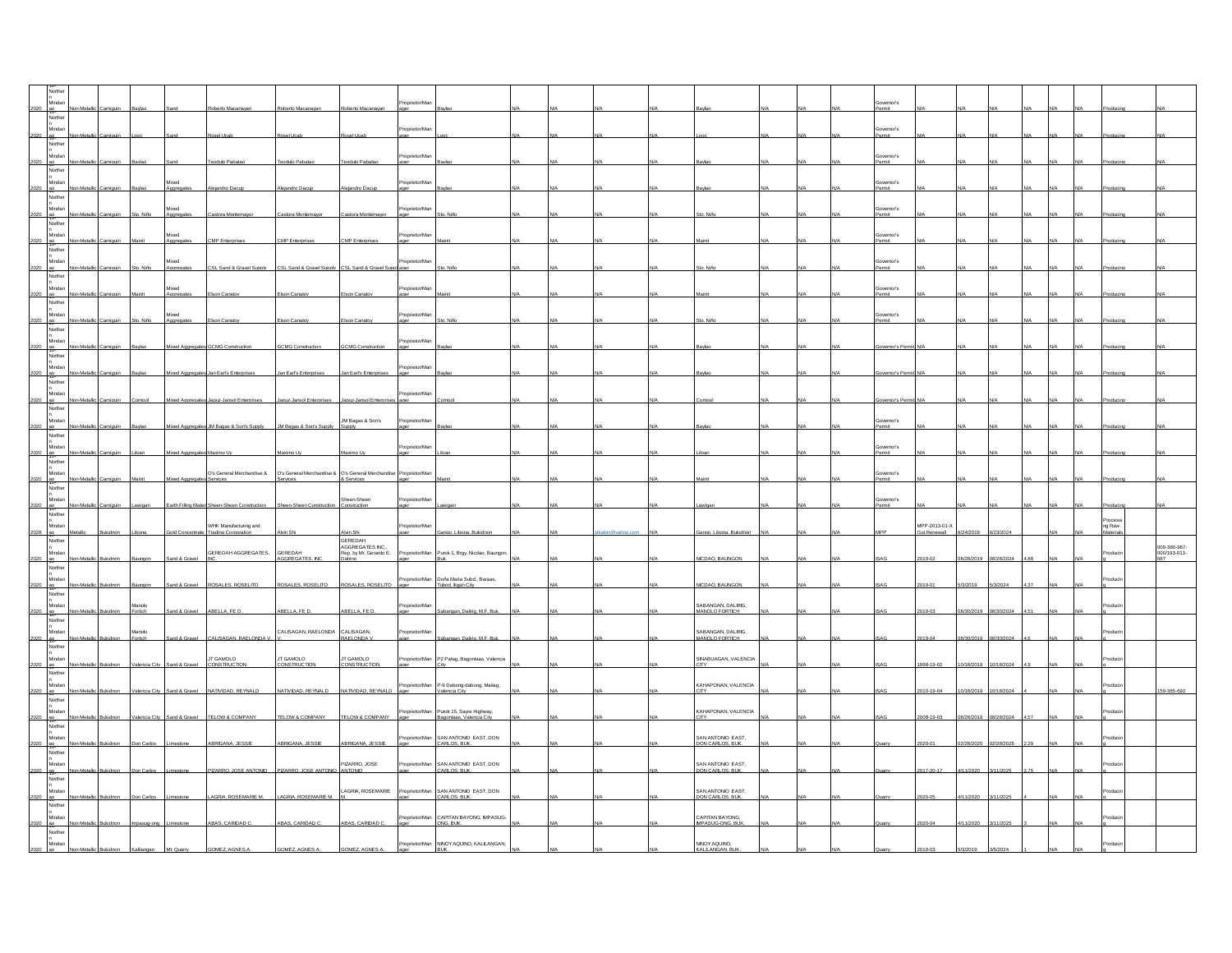| | | | | | | | | | | | | | | | | | | | | | | | | | | | |
|---|---|---|---|---|---|---|---|---|---|---|---|---|---|---|---|---|---|---|---|---|---|---|---|---|---|---|---|
| 2020 | Northern Mindanao | Non-Metallic | Camiguin | Baylao | Sand | Roberto Macanayan | Roberto Macanayan | Roberto Macanayan | Proprietor/Manager | Baylao | N/A | N/A | N/A | N/A | Baylao | N/A | N/A | N/A | Governor's Permit | N/A | N/A | N/A | N/A | N/A | N/A | Producing | N/A |
| 2020 | Northern Mindanao | Non-Metallic | Camiguin | Looc | Sand | Rosel Ucab | Rosel Ucab | Rosel Ucab | Proprietor/Manager | Looc | N/A | N/A | N/A | N/A | Looc | N/A | N/A | N/A | Governor's Permit | N/A | N/A | N/A | N/A | N/A | N/A | Producing | N/A |
| 2020 | Northern Mindanao | Non-Metallic | Camiguin | Baylao | Sand | Teodulo Pabatao | Teodulo Pabatao | Teodulo Pabatao | Proprietor/Manager | Baylao | N/A | N/A | N/A | N/A | Baylao | N/A | N/A | N/A | Governor's Permit | N/A | N/A | N/A | N/A | N/A | N/A | Producing | N/A |
| 2020 | Northern Mindanao | Non-Metallic | Camiguin | Baylao | Mixed Aggregates | Alejandro Dacup | Alejandro Dacup | Alejandro Dacup | Proprietor/Manager | Baylao | N/A | N/A | N/A | N/A | Baylao | N/A | N/A | N/A | Governor's Permit | N/A | N/A | N/A | N/A | N/A | N/A | Producing | N/A |
| 2020 | Northern Mindanao | Non-Metallic | Camiguin | Sto. Niño | Mixed Aggregates | Castora Montemayor | Castora Montemayor | Castora Montemayor | Proprietor/Manager | Sto. Niño | N/A | N/A | N/A | N/A | Sto. Niño | N/A | N/A | N/A | Governor's Permit | N/A | N/A | N/A | N/A | N/A | N/A | Producing | N/A |
| 2020 | Northern Mindanao | Non-Metallic | Camiguin | Mainit | Mixed Aggregates | CMP Enterprises | CMP Enterprises | CMP Enterprises | Proprietor/Manager | Mainit | N/A | N/A | N/A | N/A | Mainit | N/A | N/A | N/A | Governor's Permit | N/A | N/A | N/A | N/A | N/A | N/A | Producing | N/A |
| 2020 | Northern Mindanao | Non-Metallic | Camiguin | Sto. Niño | Mixed Aggregates | CSL Sand & Gravel Supply | CSL Sand & Gravel Supply | CSL Sand & Gravel Suppl | Proprietor/Manager | Sto. Niño | N/A | N/A | N/A | N/A | Sto. Niño | N/A | N/A | N/A | Governor's Permit | N/A | N/A | N/A | N/A | N/A | N/A | Producing | N/A |
| 2020 | Northern Mindanao | Non-Metallic | Camiguin | Mainit | Mixed Aggregates | Elson Canatoy | Elson Canatoy | Elson Canatoy | Proprietor/Manager | Mainit | N/A | N/A | N/A | N/A | Mainit | N/A | N/A | N/A | Governor's Permit | N/A | N/A | N/A | N/A | N/A | N/A | Producing | N/A |
| 2020 | Northern Mindanao | Non-Metallic | Camiguin | Sto. Niño | Mixed Aggregates | Elson Canatoy | Elson Canatoy | Elson Canatoy | Proprietor/Manager | Sto. Niño | N/A | N/A | N/A | N/A | Sto. Niño | N/A | N/A | N/A | Governor's Permit | N/A | N/A | N/A | N/A | N/A | N/A | Producing | N/A |
| 2020 | Northern Mindanao | Non-Metallic | Camiguin | Baylao | Mixed Aggregates | GCMG Construction | GCMG Construction | GCMG Construction | Proprietor/Manager | Baylao | N/A | N/A | N/A | N/A | Baylao | N/A | N/A | N/A | Governor's Permit | N/A | N/A | N/A | N/A | N/A | N/A | Producing | N/A |
| 2020 | Northern Mindanao | Non-Metallic | Camiguin | Baylao | Mixed Aggregates | Jan Earl's Enterprises | Jan Earl's Enterprises | Jan Earl's Enterprises | Proprietor/Manager | Baylao | N/A | N/A | N/A | N/A | Baylao | N/A | N/A | N/A | Governor's Permit | N/A | N/A | N/A | N/A | N/A | N/A | Producing | N/A |
| 2020 | Northern Mindanao | Non-Metallic | Camiguin | Compol | Mixed Aggregates | Jazuz-Jansol Enterprises | Jazuz-Jansol Enterprises | Jazuz-Jansol Enterprises | Proprietor/Manager | Compol | N/A | N/A | N/A | N/A | Compol | N/A | N/A | N/A | Governor's Permit | N/A | N/A | N/A | N/A | N/A | N/A | Producing | N/A |
| 2020 | Northern Mindanao | Non-Metallic | Camiguin | Baylao | Mixed Aggregates | JM Bagas & Son's Supply | JM Bagas & Son's Supply | JM Bagas & Son's Supply | Proprietor/Manager | Baylao | N/A | N/A | N/A | N/A | Baylao | N/A | N/A | N/A | Governor's Permit | N/A | N/A | N/A | N/A | N/A | N/A | Producing | N/A |
| 2020 | Northern Mindanao | Non-Metallic | Camiguin | Liloan | Mixed Aggregates | Maximo Uy | Maximo Uy | Maximo Uy | Proprietor/Manager | Liloan | N/A | N/A | N/A | N/A | Liloan | N/A | N/A | N/A | Governor's Permit | N/A | N/A | N/A | N/A | N/A | N/A | Producing | N/A |
| 2020 | Northern Mindanao | Non-Metallic | Camiguin | Mainit | Mixed Aggregates | O's General Merchandise & Services | O's General Merchandise & Services | O's General Merchandise & Services | Proprietor/Manager | Mainit | N/A | N/A | N/A | N/A | Mainit | N/A | N/A | N/A | Governor's Permit | N/A | N/A | N/A | N/A | N/A | N/A | Producing | N/A |
| 2020 | Northern Mindanao | Non-Metallic | Camiguin | Lawigan | Earth Filling Materials | Sheen-Sheen Construction | Sheen-Sheen Construction | Sheen-Sheen Construction | Proprietor/Manager | Lawigan | N/A | N/A | N/A | N/A | Lawigan | N/A | N/A | N/A | Governor's Permit | N/A | N/A | N/A | N/A | N/A | N/A | Producing | N/A |
| 2028 | Northern Mindanao | Metallic | Bukidnon | Libona | Gold Concentrate | WHK Manufacturing and Trading Corporation | Alvin Shi | Alvin Shi | Proprietor/Manager | Gango, Libona, Bukidnon | N/A | N/A | shialvin@yahoo.com | N/A | Gango, Libona, Bukidnon | N/A | N/A | N/A | MPP | MPP-2013-01-X (1st Renewal) | 6/24/2019 | 6/23/2024 | | N/A | N/A | Processing Raw Materials | |
| 2020 | Northern Mindanao | Non-Metallic | Bukidnon | Baungon | Sand & Gravel | GEREDAH AGGREGATES, INC. | GEREDAH AGGREGATES, INC. | GEREDAH AGGREGATES INC., Rep. by Mr. Gerardo E. Dahino | Proprietor/Manager | Purok 1, Brgy. Nicdao, Baungon, Buk. | N/A | N/A | N/A | N/A | NICDAO, BAUNGON | N/A | N/A | N/A | ISAG | 2019-02 | 08/28/2019 | 08/28/2024 | 4.88 | N/A | N/A | Producing | 009-380-987-000/193-013-687 |
| 2020 | Northern Mindanao | Non-Metallic | Bukidnon | Baungon | Sand & Gravel | ROSALES, ROSELITO | ROSALES, ROSELITO | ROSALES, ROSELITO | Proprietor/Manager | Doña Maria Subd., Banaas, Tubod, Iligan City | N/A | N/A | N/A | N/A | NICDAO, BAUNGON | N/A | N/A | N/A | ISAG | 2019-01 | 5/3/2019 | 5/3/2024 | 4.37 | N/A | N/A | Producing | |
| 2020 | Northern Mindanao | Non-Metallic | Bukidnon | Manolo Fortich | Sand & Gravel | ABELLA, FE D. | ABELLA, FE D. | ABELLA, FE D. | Proprietor/Manager | Sabangan, Dalirig, M.F. Buk. | N/A | N/A | N/A | N/A | SABANGAN, DALIRIG, MANOLO FORTICH | N/A | N/A | N/A | ISAG | 2019-03 | 08/30/2019 | 08/30/2024 | 4.51 | N/A | N/A | Producing | |
| 2020 | Northern Mindanao | Non-Metallic | Bukidnon | Manolo Fortich | Sand & Gravel | CALISAGAN, RAELONDA V. | CALISAGAN, RAELONDA V. | CALISAGAN, RAELONDA V. | Proprietor/Manager | Sabangan, Dalirig, M.F. Buk. | N/A | N/A | N/A | N/A | SABANGAN, DALIRIG, MANOLO FORTICH | N/A | N/A | N/A | ISAG | 2019-04 | 08/30/2019 | 08/30/2024 | 4.6 | N/A | N/A | Producing | |
| 2020 | Northern Mindanao | Non-Metallic | Bukidnon | Valencia City | Sand & Gravel | JT GAMOLO CONSTRUCTION | JT GAMOLO CONSTRUCTION | JT GAMOLO CONSTRUCTION | Proprietor/Manager | P2 Patag, Bagontaas, Valencia City | N/A | N/A | N/A | N/A | SINABUAGAN, VALENCIA CITY | N/A | N/A | N/A | ISAG | 1998-10-02 | 10/18/2019 | 10/18/2024 | 4.9 | N/A | N/A | Producing | |
| 2020 | Northern Mindanao | Non-Metallic | Bukidnon | Valencia City | Sand & Gravel | NATIVIDAD, REYNALD | NATIVIDAD, REYNALD | NATIVIDAD, REYNALD | Proprietor/Manager | P-9 Dabong-dabong, Mailag, Valencia City | N/A | N/A | N/A | N/A | KAHAPONAN, VALENCIA CITY | N/A | N/A | N/A | ISAG | 2010-10-04 | 10/18/2019 | 10/18/2024 | 4 | N/A | N/A | Producing | 159-365-692 |
| 2020 | Northern Mindanao | Non-Metallic | Bukidnon | Valencia City | Sand & Gravel | TELOW & COMPANY | TELOW & COMPANY | TELOW & COMPANY | Proprietor/Manager | Purok 15, Sayre Highway, Bagontaas, Valencia City | N/A | N/A | N/A | N/A | KAHAPONAN, VALENCIA CITY | N/A | N/A | N/A | ISAG | 2008-10-03 | 08/28/2019 | 08/28/2024 | 4.57 | N/A | N/A | Producing | |
| 2020 | Northern Mindanao | Non-Metallic | Bukidnon | Don Carlos | Limestone | ABRIGANA, JESSIE | ABRIGANA, JESSIE | ABRIGANA, JESSIE | Proprietor/Manager | SAN ANTONIO EAST, DON CARLOS, BUK. | N/A | N/A | N/A | N/A | SAN ANTONIO EAST, DON CARLOS, BUK. | N/A | N/A | N/A | Quarry | 2020-01 | 02/28/2020 | 02/28/2025 | 2.29 | N/A | N/A | Producing | |
| 2020 | Northern Mindanao | Non-Metallic | Bukidnon | Don Carlos | Limestone | PIZARRO, JOSE ANTONIO | PIZARRO, JOSE ANTONIO | PIZARRO, JOSE ANTONIO | Proprietor/Manager | SAN ANTONIO EAST, DON CARLOS, BUK. | N/A | N/A | N/A | N/A | SAN ANTONIO EAST, DON CARLOS, BUK. | N/A | N/A | N/A | Quarry | 2017-20-17 | 4/11/2020 | 3/11/2025 | 2.75 | N/A | N/A | Producing | |
| 2020 | Northern Mindanao | Non-Metallic | Bukidnon | Don Carlos | Limestone | LAGRIA, ROSEMARIE M. | LAGRIA, ROSEMARIE M. | LAGRIA, ROSEMARIE M. | Proprietor/Manager | SAN ANTONIO EAST, DON CARLOS, BUK. | N/A | N/A | N/A | N/A | SAN ANTONIO EAST, DON CARLOS, BUK. | N/A | N/A | N/A | Quarry | 2020-05 | 4/11/2020 | 3/11/2025 | 4 | N/A | N/A | Producing | |
| 2020 | Northern Mindanao | Non-Metallic | Bukidnon | Impasug-ong | Limestone | ABAS, CARIDAD C. | ABAS, CARIDAD C. | ABAS, CARIDAD C. | Proprietor/Manager | CAPITAN BAYONG, IMPASUG-ONG, BUK. | N/A | N/A | N/A | N/A | CAPITAN BAYONG, IMPASUG-ONG, BUK. | N/A | N/A | N/A | Quarry | 2020-04 | 4/11/2020 | 3/11/2025 | 3 | N/A | N/A | Producing | |
| 2020 | Northern Mindanao | Non-Metallic | Bukidnon | Kalilangan | Mt. Quarry | GOMEZ, AGNES A. | GOMEZ, AGNES A. | GOMEZ, AGNES A. | Proprietor/Manager | NINOY AQUINO, KALILANGAN, BUK. | N/A | N/A | N/A | N/A | NINOY AQUINO, KALILANGAN, BUK. | N/A | N/A | N/A | Quarry | 2019-03 | 5/3/2019 | 3/5/2024 | 1 | N/A | N/A | Producing | |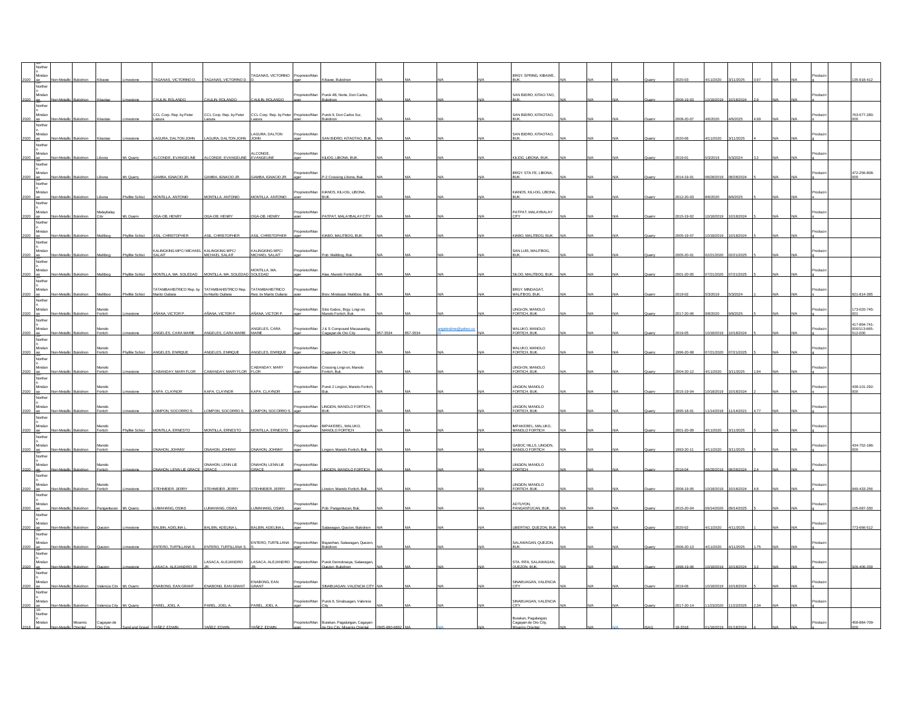| | | | | | | | | | | | | | | | | | | | | | | | | | | | | |
|---|---|---|---|---|---|---|---|---|---|---|---|---|---|---|---|---|---|---|---|---|---|---|---|---|---|---|---|---|
| 2020 | 10-Northern Mindanao | Non-Metallic | Bukidnon | Kibawe | Limestone | TAGANAS, VICTORINO D. | TAGANAS, VICTORINO D. | TAGANAS, VICTORINO D. | Proprietor/Manager | Kibawe, Bukidnon | N/A | N/A | N/A | N/A | BRGY. SPRING, KIBAWE, BUK. | N/A | N/A | N/A | Quarry | 2020-03 | 4/11/2020 | 3/11/2025 | 0.97 | N/A | N/A | Production | | 135-918-412 |
| 2020 | 10-Northern Mindanao | Non-Metallic | Bukidnon | Kitaotao | Limestone | CAULIN, ROLANDO | CAULIN, ROLANDO | CAULIN, ROLANDO | Proprietor/Manager | Purok 4B, Norte, Don Carlos, Bukidnon | N/A | N/A | N/A | N/A | SAN ISIDRO, KITAO-TAO, BUK. | N/A | N/A | N/A | Quarry | 2006-19-03 | 10/18/2019 | 10/18/2024 | 2.9 | N/A | N/A | Production | | |
| 2020 | 10-Northern Mindanao | Non-Metallic | Bukidnon | Kitaotao | Limestone | CCL Corp. Rep. by Peter Laqura | CCL Corp. Rep. by Peter Laqura | CCL Corp. Rep. by Peter Laqura | Proprietor/Manager | Purok 9, Don Carlos Sur, Bukidnon | N/A | N/A | N/A | N/A | SAN ISIDRO, KITAOTAO, BUK. | N/A | N/A | N/A | Quarry | 2008-20-07 | 4/6/2020 | 4/6/2025 | 4.99 | N/A | N/A | Production | | 763-577-280-000 |
| 2020 | 10-Northern Mindanao | Non-Metallic | Bukidnon | Kitaotao | Limestone | LAGURA, DALTON JOHN | LAGURA, DALTON JOHN | LAGURA, DALTON JOHN | Proprietor/Manager | SAN ISIDRO, KITAOTAO, BUK. | N/A | N/A | N/A | N/A | SAN ISIDRO, KITAOTAO, BUK. | N/A | N/A | N/A | Quarry | 2020-06 | 4/11/2020 | 3/11/2025 | 4 | N/A | N/A | Production | | |
| 2020 | 10-Northern Mindanao | Non-Metallic | Bukidnon | Libona | Mt. Quarry | ALCONDE, EVANGELINE | ALCONDE, EVANGELINE | ALCONDE, EVANGELINE | Proprietor/Manager | KILIOG, LIBONA, BUK. | N/A | N/A | N/A | N/A | KILIOG, LIBONA, BUK. | N/A | N/A | N/A | Quarry | 2019-01 | 5/3/2019 | 5/3/2024 | 3.2 | N/A | N/A | Production | | |
| 2020 | 10-Northern Mindanao | Non-Metallic | Bukidnon | Libona | Mt. Quarry | GAMBA, IGNACIO JR. | GAMBA, IGNACIO JR. | GAMBA, IGNACIO JR. | Proprietor/Manager | P-2 Crossing Libona, Buk. | N/A | N/A | N/A | N/A | BRGY. STA FE, LIBONA, BUK. | N/A | N/A | N/A | Quarry | 2014-19-01 | 08/28/2019 | 08/28/2024 | 5 | N/A | N/A | Production | | 472-256-808-000 |
| 2020 | 10-Northern Mindanao | Non-Metallic | Bukidnon | Libona | Phyllite Schist | MONTILLA, ANTONIO | MONTILLA, ANTONIO | MONTILLA, ANTONIO | Proprietor/Manager | KIANOS, KILI-OG, LIBONA, BUK. | N/A | N/A | N/A | N/A | KIANOS, KILI-OG, LIBONA, BUK. | N/A | N/A | N/A | Quarry | 2012-20-03 | 8/6/2020 | 8/6/2025 | 5 | N/A | N/A | Production | | |
| 2020 | 10-Northern Mindanao | Non-Metallic | Bukidnon | Malaybalay City | Mt. Quarry | OGA-OB, HENRY | OGA-OB, HENRY | OGA-OB, HENRY | Proprietor/Manager | PATPAT, MALAYBALAY CITY | N/A | N/A | N/A | N/A | PATPAT, MALAYBALAY CITY | N/A | N/A | N/A | Quarry | 2015-19-02 | 10/18/2019 | 10/18/2024 | 5 | N/A | N/A | Production | | |
| 2020 | 10-Northern Mindanao | Non-Metallic | Bukidnon | Malitbog | Phyllite Schist | ASIL, CHRISTOPHER | ASIL, CHRISTOPHER | ASIL, CHRISTOPHER | Proprietor/Manager | KIABO, MALITBOG, BUK. | N/A | N/A | N/A | N/A | KIABO, MALITBOG, BUK. | N/A | N/A | N/A | Quarry | 2005-19-07 | 10/18/2019 | 10/18/2024 | 5 | N/A | N/A | Production | | |
| 2020 | 10-Northern Mindanao | Non-Metallic | Bukidnon | Malitbog | Phyllite Schist | KALINGKING MPC/ MICHAEL SALAIT | KALINGKING MPC/ MICHAEL SALAIT | KALINGKING MPC/ MICHAEL SALAIT | Proprietor/Manager | Pob. Malitbog, Buk. | N/A | N/A | N/A | N/A | SAN LUIS, MALITBOG, BUK. | N/A | N/A | N/A | Quarry | 2005-20-01 | 02/21/2020 | 02/21/2025 | 5 | N/A | N/A | Production | | |
| 2020 | 10-Northern Mindanao | Non-Metallic | Bukidnon | Malitbog | Phyllite Schist | MONTILLA, MA. SOLEDAD | MONTILLA, MA. SOLEDAD | MONTILLA, MA. SOLEDAD | Proprietor/Manager | Alae, Manolo Fortich,Buk. | N/A | N/A | N/A | N/A | SILOO, MALITBOG, BUK. | N/A | N/A | N/A | Quarry | 2001-20-05 | 07/21/2020 | 07/21/2025 | 5 | N/A | N/A | Production | | |
| 2020 | 10-Northern Mindanao | Non-Metallic | Bukidnon | Malitbog | Phyllite Schist | TATAMBAHISTRICO Rep. by Marito Quilano | TATAMBAHISTRICO Rep. by Marito Quilano | TATAMBAHISTRICO Rep. by Marito Quilano | Proprietor/Manager | Brgy. Mindagat, Malitbog, Buk. | N/A | N/A | N/A | N/A | BRGY. MINDAGAT, MALITBOG, BUK. | N/A | N/A | N/A | Quarry | 2019-02 | 5/3/2019 | 5/3/2024 | 1 | N/A | N/A | Production | | 921-814-395 |
| 2020 | 10-Northern Mindanao | Non-Metallic | Bukidnon | Manolo Fortich | Limestone | AÑANA, VICTOR P. | AÑANA, VICTOR P. | AÑANA, VICTOR P. | Proprietor/Manager | Sitio Gaboc, Brgy. Lingi-on, Manolo Fortich, Buk. | N/A | N/A | N/A | N/A | LINGI-ON, MANOLO FORTICH, BUK. | N/A | N/A | N/A | Quarry | 2017-20-06 | 9/8/2020 | 9/8/2025 | 5 | N/A | N/A | Production | | 173-020-745-001 |
| 2020 | 10-Northern Mindanao | Non-Metallic | Bukidnon | Manolo Fortich | Limestone | ANGELES, CARA MARIE | ANGELES, CARA MARIE | ANGELES, CARA MARIE | Proprietor/Manager | J & S Compound Macasandig, Cagayan de Oro City | 857-3534 | 857-3534 | angeleskme@yahoo.com | N/A | MALUKO, MANOLO FORTICH, BUK. | N/A | N/A | N/A | Quarry | 2019-05 | 10/18/2019 | 10/18/2024 | 5 | N/A | N/A | Production | | 417-894-741-000/113-665-512-000 |
| 2020 | 10-Northern Mindanao | Non-Metallic | Bukidnon | Manolo Fortich | Phyllite Schist | ANGELES, ENRIQUE | ANGELES, ENRIQUE | ANGELES, ENRIQUE | Proprietor/Manager | Cagayan de Oro City | N/A | N/A | N/A | N/A | MALUKO, MANOLO FORTICH, BUK. | N/A | N/A | N/A | Quarry | 1996-20-08 | 07/21/2020 | 07/21/2025 | 5 | N/A | N/A | Production | | |
| 2020 | 10-Northern Mindanao | Non-Metallic | Bukidnon | Manolo Fortich | Limestone | CABANDAY, MARY FLOR | CABANDAY, MARY FLOR | CABANDAY, MARY FLOR | Proprietor/Manager | Crossing Lingi-on, Manolo Fortich, Buk. | N/A | N/A | N/A | N/A | LINGI-ON, MANOLO FORTICH, BUK. | N/A | N/A | N/A | Quarry | 2004-20-12 | 4/11/2020 | 3/11/2025 | 1.84 | N/A | N/A | Production | | |
| 2020 | 10-Northern Mindanao | Non-Metallic | Bukidnon | Manolo Fortich | Limestone | KAPA, CLAYNOR | KAPA, CLAYNOR | KAPA, CLAYNOR | Proprietor/Manager | Purok 2 Lingion, Manolo Fortich, Buk. | N/A | N/A | N/A | N/A | LINGION, MANOLO FORTICH, BUK. | N/A | N/A | N/A | Quarry | 2015-19-04 | 10/18/2019 | 10/18/2024 | 2 | N/A | N/A | Production | | 438-101-292-000 |
| 2020 | 10-Northern Mindanao | Non-Metallic | Bukidnon | Manolo Fortich | Limestone | LOMPON, SOCORRO S. | LOMPON, SOCORRO S. | LOMPON, SOCORRO S. | Proprietor/Manager | LINGION, MANOLO FORTICH, BUK. | N/A | N/A | N/A | N/A | LINGION, MANOLO FORTICH, BUK. | N/A | N/A | N/A | Quarry | 1995-18-01 | 11/14/2018 | 11/14/2021 | 4.77 | N/A | N/A | Production | | |
| 2020 | 10-Northern Mindanao | Non-Metallic | Bukidnon | Manolo Fortich | Phyllite Schist | MONTILLA, ERNESTO | MONTILLA, ERNESTO | MONTILLA, ERNESTO | Proprietor/Manager | IMPAKEBEL, MALUKO, MANOLO FORTICH | N/A | N/A | N/A | N/A | IMPAKEBEL, MALUKO, MANOLO FORTICH | N/A | N/A | N/A | Quarry | 2001-20-09 | 4/11/2020 | 3/11/2025 | 5 | N/A | N/A | Production | | |
| 2020 | 10-Northern Mindanao | Non-Metallic | Bukidnon | Manolo Fortich | Limestone | ONAHON, JOHNNY | ONAHON, JOHNNY | ONAHON, JOHNNY | Proprietor/Manager | Lingion, Manolo Fortich, Buk. | N/A | N/A | N/A | N/A | GABOC HILLS, LINGION, MANOLO FORTICH | N/A | N/A | N/A | Quarry | 1993-20-11 | 4/11/2020 | 3/11/2025 | 5 | N/A | N/A | Production | | 434-752-186-000 |
| 2020 | 10-Northern Mindanao | Non-Metallic | Bukidnon | Manolo Fortich | Limestone | ONAHON, LENN LIE GRACE | ONAHON, LENN LIE GRACE | ONAHON, LENN LIE GRACE | Proprietor/Manager | LINGION, MANOLO FORTICH | N/A | N/A | N/A | N/A | LINGION, MANOLO FORTICH | N/A | N/A | N/A | Quarry | 2019-04 | 08/28/2019 | 08/28/2024 | 2.4 | N/A | N/A | Production | | |
| 2020 | 10-Northern Mindanao | Non-Metallic | Bukidnon | Manolo Fortich | Limestone | STEHMEIER, JERRY | STEHMEIER, JERRY | STEHMEIER, JERRY | Proprietor/Manager | Lingion, Manolo Fortich, Buk. | N/A | N/A | N/A | N/A | LINGION, MANOLO FORTICH, BUK. | N/A | N/A | N/A | Quarry | 2008-19-05 | 10/18/2019 | 10/18/2024 | 4.8 | N/A | N/A | Production | | 949-433-256 |
| 2020 | 10-Northern Mindanao | Non-Metallic | Bukidnon | Pangantucan | Mt. Quarry | LUMAHANG, OSIAS | LUMAHANG, OSIAS | LUMAHANG, OSIAS | Proprietor/Manager | Pob. Pangantucan, Buk. | N/A | N/A | N/A | N/A | ADTUYON, PANGANTUCAN, BUK. | N/A | N/A | N/A | Quarry | 2015-20-04 | 09/14/2020 | 09/14/2025 | 5 | N/A | N/A | Production | | 105-087-330 |
| 2020 | 10-Northern Mindanao | Non-Metallic | Bukidnon | Quezon | Limestone | BALBIN, ADELINA L. | BALBIN, ADELINA L. | BALBIN, ADELINA L. | Proprietor/Manager | Salawagan, Quezon, Bukidnon | N/A | N/A | N/A | N/A | LIBERTAD, QUEZON, BUK. | N/A | N/A | N/A | Quarry | 2020-02 | 4/11/2020 | 4/11/2025 | 1 | N/A | N/A | Production | | 773-666-512 |
| 2020 | 10-Northern Mindanao | Non-Metallic | Bukidnon | Quezon | Limestone | ENTERO, TURTILLANA S. | ENTERO, TURTILLANA S. | ENTERO, TURTILLANA S. | Proprietor/Manager | Bayanihan, Salawagan, Quezon, Bukidnon | N/A | N/A | N/A | N/A | SALAWAGAN, QUEZON, BUK. | N/A | N/A | N/A | Quarry | 2006-20-13 | 4/11/2020 | 4/11/2025 | 1.75 | N/A | N/A | Production | | |
| 2020 | 10-Northern Mindanao | Non-Metallic | Bukidnon | Quezon | Limestone | LASACA, ALEJANDRO JR. | LASACA, ALEJANDRO JR. | LASACA, ALEJANDRO JR. | Proprietor/Manager | Purok Demokrasya, Salawagan, Quezon, Bukidnon | N/A | N/A | N/A | N/A | STA. RITA, SALAWAGAN, QUEZON, BUK. | N/A | N/A | N/A | Quarry | 1998-19-06 | 10/18/2019 | 10/18/2024 | 3.2 | N/A | N/A | Production | | 926-406-339 |
| 2020 | 10-Northern Mindanao | Non-Metallic | Bukidnon | Valencia City | Mt. Quarry | ENABONG, EAN GRANT | ENABONG, EAN GRANT | ENABONG, EAN GRANT | Proprietor/Manager | SINABUAGAN, VALENCIA CITY | N/A | N/A | N/A | N/A | SINABUAGAN, VALENCIA CITY | N/A | N/A | N/A | Quarry | 2019-06 | 10/18/2019 | 10/18/2024 | 5 | N/A | N/A | Production | | |
| 2020 | 10-Northern Mindanao | Non-Metallic | Bukidnon | Valencia City | Mt. Quarry | PAREL, JOEL A. | PAREL, JOEL A. | PAREL, JOEL A. | Proprietor/Manager | Purok 8, Sinabuagan, Valencia City | N/A | N/A | N/A | N/A | SINABUAGAN, VALENCIA CITY | N/A | N/A | N/A | Quarry | 2017-20-14 | 11/23/2020 | 11/22/2025 | 2.34 | N/A | N/A | Production | | |
| 2018 | 10-Northern Mindanao | Non-Metallic | Misamis Oriental | Cagayan de Oro City | Sand and Gravel | YAÑEZ, EDWIN | YAÑEZ, EDWIN | YAÑEZ, EDWIN | Proprietor/Manager | Buskan, Pagalungan, Cagayan de Oro City, Misamis Oriental | 0905-890-6892 | N/A | N/A | N/A | Buskan, Pagalungan, Cagayan de Oro City, Misamis Oriental | N/A | N/A | N/A | ISAG | 18-2018 | 01/18/2019 | 01/18/2024 | 4 | N/A | N/A | Production | | 458-884-709-000 |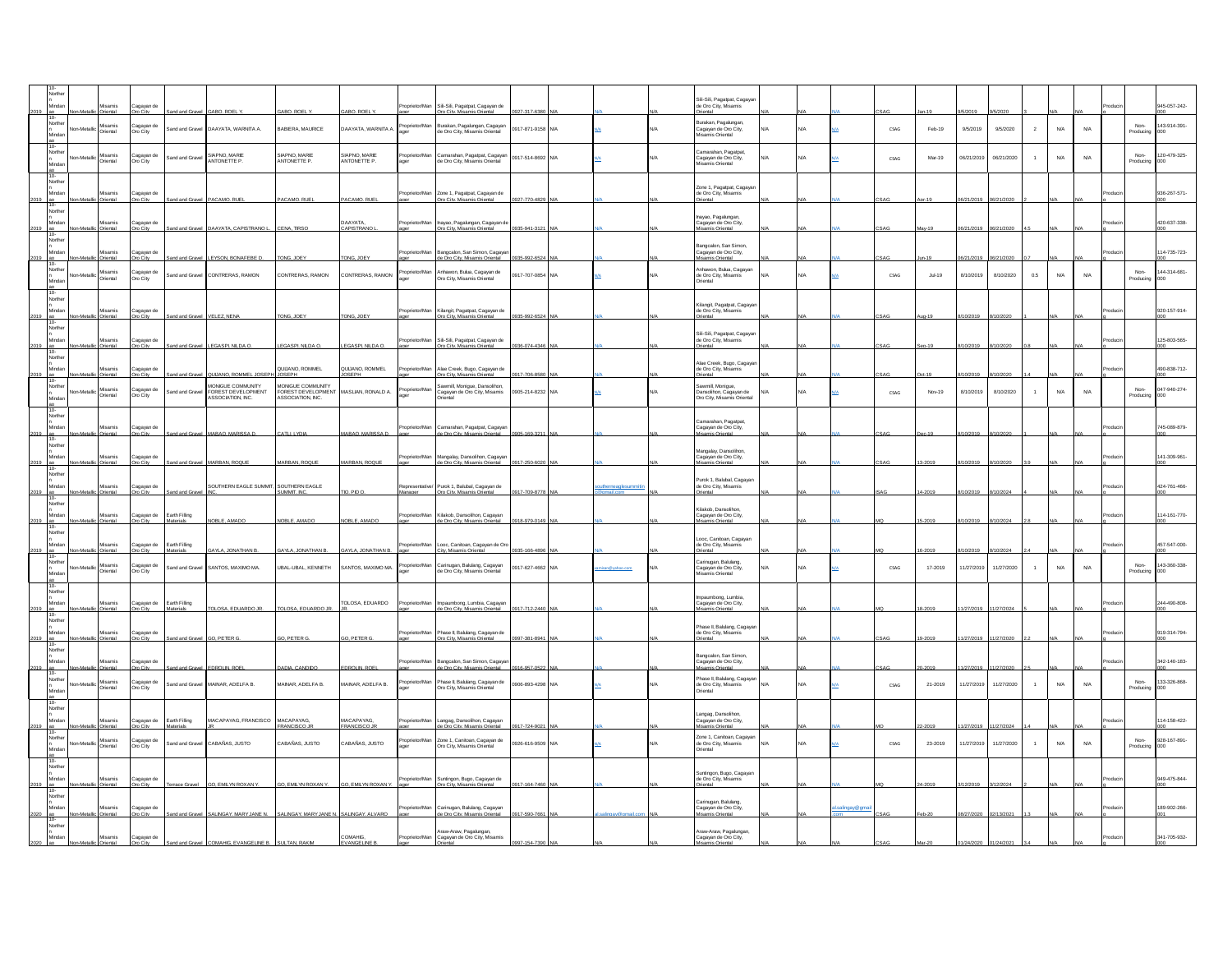| | | | | | | | | | | | | | | | | | | | | | | | | | | | |
|---|---|---|---|---|---|---|---|---|---|---|---|---|---|---|---|---|---|---|---|---|---|---|---|---|---|---|---|
| 2019 | 10-Northern Mindanao | Non-Metallic | Misamis Oriental | Cagayan de Oro City | Sand and Gravel | GABO, ROEL Y. | GABO, ROEL Y. | GABO, ROEL Y. | Proprietor/Manager | Sili-Sili, Pagalpat, Cagayan de Oro City, Misamis Oriental | 0927-317-6380 | N/A | N/A | N/A | Sili-Sili, Pagalpat, Cagayan de Oro City, Misamis Oriental | N/A | N/A | N/A | CSAG | Jan-19 | 9/5/2019 | 9/5/2020 | 3 | N/A | N/A | Production | 945-057-242-000 |
| | 10-Northern Mindanao | Non-Metallic | Misamis Oriental | Cagayan de Oro City | Sand and Gravel | DAAYATA, WARNITA A. | BABERA, MAURICE | DAAYATA, WARNITA A. | Proprietor/Manager | Burakan, Pagalungan, Cagayan de Oro City, Misamis Oriental | 0917-871-9158 | N/A | N/A | N/A | Burakan, Pagalungan, Cagayan de Oro City, Misamis Oriental | N/A | N/A | N/A | CSAG | Feb-19 | 9/5/2019 | 9/5/2020 | 2 | N/A | N/A | Non-Producing | 143-914-391-000 |
| | 10-Northern Mindanao | Non-Metallic | Misamis Oriental | Cagayan de Oro City | Sand and Gravel | SIAPNO, MARIE ANTONETTE P. | SIAPNO, MARIE ANTONETTE P. | SIAPNO, MARIE ANTONETTE P. | Proprietor/Manager | Camarahan, Pagalpat, Cagayan de Oro City, Misamis Oriental | 0917-514-8692 | N/A | N/A | N/A | Camarahan, Pagalpat, Cagayan de Oro City, Misamis Oriental | N/A | N/A | N/A | CSAG | Mar-19 | 06/21/2019 | 06/21/2020 | 1 | N/A | N/A | Non-Producing | 120-479-325-000 |
| 2019 | 10-Northern Mindanao | Non-Metallic | Misamis Oriental | Cagayan de Oro City | Sand and Gravel | PACAMO, RUEL | PACAMO, RUEL | PACAMO, RUEL | Proprietor/Manager | Zone 1, Pagalpat, Cagayan de Oro City, Misamis Oriental | 0927-770-4829 | N/A | N/A | N/A | Zone 1, Pagalpat, Cagayan de Oro City, Misamis Oriental | N/A | N/A | N/A | CSAG | Apr-19 | 06/21/2019 | 06/21/2020 | 2 | N/A | N/A | Production | 936-267-571-000 |
| 2019 | 10-Northern Mindanao | Non-Metallic | Misamis Oriental | Cagayan de Oro City | Sand and Gravel | DAAYATA, CAPISTRANO L. | CENA, TIRSO | DAAYATA, CAPISTRANO L. | Proprietor/Manager | Inayao, Pagalungan, Cagayan de Oro City, Misamis Oriental | 0935-941-3121 | N/A | N/A | N/A | Inayao, Pagalungan, Cagayan de Oro City, Misamis Oriental | N/A | N/A | N/A | CSAG | May-19 | 06/21/2019 | 06/21/2020 | 4.5 | N/A | N/A | Production | 420-637-338-000 |
| 2019 | 10-Northern Mindanao | Non-Metallic | Misamis Oriental | Cagayan de Oro City | Sand and Gravel | LEYSON, BONAFEBE D. | TONG, JOEY | TONG, JOEY | Proprietor/Manager | Bangcalon, San Simon, Cagayan de Oro City, Misamis Oriental | 0935-992-6524 | N/A | N/A | N/A | Bangcalon, San Simon, Cagayan de Oro City, Misamis Oriental | N/A | N/A | N/A | CSAG | Jun-19 | 06/21/2019 | 06/21/2020 | 0.7 | N/A | N/A | Production | 114-735-723-000 |
| | 10-Northern Mindanao | Non-Metallic | Misamis Oriental | Cagayan de Oro City | Sand and Gravel | CONTRERAS, RAMON | CONTRERAS, RAMON | CONTRERAS, RAMON | Proprietor/Manager | Anhawon, Bulua, Cagayan de Oro City, Misamis Oriental | 0917-707-0854 | N/A | N/A | N/A | Anhawon, Bulua, Cagayan de Oro City, Misamis Oriental | N/A | N/A | N/A | CSAG | Jul-19 | 8/10/2019 | 8/10/2020 | 0.5 | N/A | N/A | Non-Producing | 144-314-681-000 |
| 2019 | 10-Northern Mindanao | Non-Metallic | Misamis Oriental | Cagayan de Oro City | Sand and Gravel | VELEZ, NENA | TONG, JOEY | TONG, JOEY | Proprietor/Manager | Kilangit, Pagalpat, Cagayan de Oro City, Misamis Oriental | 0935-992-6524 | N/A | N/A | N/A | Kilangit, Pagalpat, Cagayan de Oro City, Misamis Oriental | N/A | N/A | N/A | CSAG | Aug-19 | 8/10/2019 | 8/10/2020 | 1 | N/A | N/A | Production | 920-157-914-000 |
| 2019 | 10-Northern Mindanao | Non-Metallic | Misamis Oriental | Cagayan de Oro City | Sand and Gravel | LEGASPI, NILDA O. | LEGASPI, NILDA O. | LEGASPI, NILDA O. | Proprietor/Manager | Sili-Sili, Pagalpat, Cagayan de Oro City, Misamis Oriental | 0936-074-4346 | N/A | N/A | N/A | Sili-Sili, Pagalpat, Cagayan de Oro City, Misamis Oriental | N/A | N/A | N/A | CSAG | Sep-19 | 8/10/2019 | 8/10/2020 | 0.8 | N/A | N/A | Production | 125-803-565-000 |
| 2019 | 10-Northern Mindanao | Non-Metallic | Misamis Oriental | Cagayan de Oro City | Sand and Gravel | QUIJANO, ROMMEL JOSEPH | QUIJANO, ROMMEL JOSEPH | QUIJANO, ROMMEL JOSEPH | Proprietor/Manager | Alae Creek, Bugo, Cagayan de Oro City, Misamis Oriental | 0917-706-8580 | N/A | N/A | N/A | Alae Creek, Bugo, Cagayan de Oro City, Misamis Oriental | N/A | N/A | N/A | CSAG | Oct-19 | 8/10/2019 | 8/10/2020 | 1.4 | N/A | N/A | Production | 480-838-712-000 |
| | 10-Northern Mindanao | Non-Metallic | Misamis Oriental | Cagayan de Oro City | Sand and Gravel | MONIQUE COMMUNITY FOREST DEVELOPMENT ASSOCIATION, INC. | MONIQUE COMMUNITY FOREST DEVELOPMENT ASSOCIATION, INC. | MASLIAN, RONALD A. | Proprietor/Manager | Sawmill, Monigue, Dansolihon, Cagayan de Oro City, Misamis Oriental | 0905-214-8232 | N/A | N/A | N/A | Sawmill, Monigue, Dansolihon, Cagayan de Oro City, Misamis Oriental | N/A | N/A | N/A | CSAG | Nov-19 | 8/10/2019 | 8/10/2020 | 1 | N/A | N/A | Non-Producing | 047-940-274-000 |
| 2019 | 10-Northern Mindanao | Non-Metallic | Misamis Oriental | Cagayan de Oro City | Sand and Gravel | MABAO, MARISSA D. | CATLI, LYDIA | MABAO, MARISSA D. | Proprietor/Manager | Camarahan, Pagalpat, Cagayan de Oro City, Misamis Oriental | 0905-169-3211 | N/A | N/A | N/A | Camarahan, Pagalpat, Cagayan de Oro City, Misamis Oriental | N/A | N/A | N/A | CSAG | Dec-19 | 8/10/2019 | 8/10/2020 | 1 | N/A | N/A | Production | 745-089-879-000 |
| 2019 | 10-Northern Mindanao | Non-Metallic | Misamis Oriental | Cagayan de Oro City | Sand and Gravel | MARBAN, ROQUE | MARBAN, ROQUE | MARBAN, ROQUE | Proprietor/Manager | Mangalay, Dansolihon, Cagayan de Oro City, Misamis Oriental | 0917-250-6020 | N/A | N/A | N/A | Mangalay, Dansolihon, Cagayan de Oro City, Misamis Oriental | N/A | N/A | N/A | CSAG | 13-2019 | 8/10/2019 | 8/10/2020 | 3.9 | N/A | N/A | Production | 141-309-961-000 |
| 2019 | 10-Northern Mindanao | Non-Metallic | Misamis Oriental | Cagayan de Oro City | Sand and Gravel | SOUTHERN EAGLE SUMMIT, INC. | SOUTHERN EAGLE SUMMIT, INC. | TIO, PIO O. | Representative/Manager | Purok 1, Balulbal, Cagayan de Oro City, Misamis Oriental | 0917-709-8778 | N/A | southerneaglesummitinc@gmail.com | N/A | Purok 1, Balulbal, Cagayan de Oro City, Misamis Oriental | N/A | N/A | N/A | ISAG | 14-2019 | 8/10/2019 | 8/10/2024 | 4 | N/A | N/A | Production | 424-761-466-000 |
| 2019 | 10-Northern Mindanao | Non-Metallic | Misamis Oriental | Cagayan de Oro City | Earth Filling Materials | NOBLE, AMADO | NOBLE, AMADO | NOBLE, AMADO | Proprietor/Manager | Kilakob, Dansolihon, Cagayan de Oro City, Misamis Oriental | 0918-979-0149 | N/A | N/A | N/A | Kilakob, Dansolihon, Cagayan de Oro City, Misamis Oriental | N/A | N/A | N/A | MQ | 15-2019 | 8/10/2019 | 8/10/2024 | 2.8 | N/A | N/A | Production | 114-161-770-000 |
| 2019 | 10-Northern Mindanao | Non-Metallic | Misamis Oriental | Cagayan de Oro City | Earth Filling Materials | GAYLA, JONATHAN B. | GAYLA, JONATHAN B. | GAYLA, JONATHAN B. | Proprietor/Manager | Looc, Canitoan, Cagayan de Oro City, Misamis Oriental | 0935-166-4896 | N/A | N/A | N/A | Looc, Canitoan, Cagayan de Oro City, Misamis Oriental | N/A | N/A | N/A | MQ | 16-2019 | 8/10/2019 | 8/10/2024 | 2.4 | N/A | N/A | Production | 457-547-000-000 |
| | 10-Northern Mindanao | Non-Metallic | Misamis Oriental | Cagayan de Oro City | Sand and Gravel | SANTOS, MAXIMO MA. | UBAL-UBAL, KENNETH | SANTOS, MAXIMO MA. | Proprietor/Manager | Carinugan, Balulang, Cagayan de Oro City, Misamis Oriental | 0917-627-4662 | N/A | xxmiam@yahoo.com | N/A | Carinugan, Balulang, Cagayan de Oro City, Misamis Oriental | N/A | N/A | N/A | CSAG | 17-2019 | 11/27/2019 | 11/27/2020 | 1 | N/A | N/A | Non-Producing | 143-360-338-000 |
| 2019 | 10-Northern Mindanao | Non-Metallic | Misamis Oriental | Cagayan de Oro City | Earth Filling Materials | TOLOSA, EDUARDO JR. | TOLOSA, EDUARDO JR. | TOLOSA, EDUARDO JR. | Proprietor/Manager | Impaumbong, Lumbia, Cagayan de Oro City, Misamis Oriental | 0917-712-2440 | N/A | N/A | N/A | Impaumbong, Lumbia, Cagayan de Oro City, Misamis Oriental | N/A | N/A | N/A | MQ | 18-2019 | 11/27/2019 | 11/27/2024 | 5 | N/A | N/A | Production | 244-490-808-000 |
| 2019 | 10-Northern Mindanao | Non-Metallic | Misamis Oriental | Cagayan de Oro City | Sand and Gravel | GO, PETER G. | GO, PETER G. | GO, PETER G. | Proprietor/Manager | Phase II, Balulang, Cagayan de Oro City, Misamis Oriental | 0997-381-8941 | N/A | N/A | N/A | Phase II, Balulang, Cagayan de Oro City, Misamis Oriental | N/A | N/A | N/A | CSAG | 19-2019 | 11/27/2019 | 11/27/2020 | 2.2 | N/A | N/A | Production | 919-314-794-000 |
| 2019 | 10-Northern Mindanao | Non-Metallic | Misamis Oriental | Cagayan de Oro City | Sand and Gravel | EDROLIN, ROEL | DADIA, CANDIDO | EDROLIN, ROEL | Proprietor/Manager | Bangcalon, San Simon, Cagayan de Oro City, Misamis Oriental | 0916-957-0522 | N/A | N/A | N/A | Bangcalon, San Simon, Cagayan de Oro City, Misamis Oriental | N/A | N/A | N/A | CSAG | 20-2019 | 11/27/2019 | 11/27/2020 | 2.5 | N/A | N/A | Production | 342-140-183-000 |
| | 10-Northern Mindanao | Non-Metallic | Misamis Oriental | Cagayan de Oro City | Sand and Gravel | MAINAR, ADELFA B. | MAINAR, ADELFA B. | MAINAR, ADELFA B. | Proprietor/Manager | Phase II, Balulang, Cagayan de Oro City, Misamis Oriental | 0906-893-4298 | N/A | N/A | N/A | Phase II, Balulang, Cagayan de Oro City, Misamis Oriental | N/A | N/A | N/A | CSAG | 21-2019 | 11/27/2019 | 11/27/2020 | 1 | N/A | N/A | Non-Producing | 133-326-868-000 |
| 2019 | 10-Northern Mindanao | Non-Metallic | Misamis Oriental | Cagayan de Oro City | Earth Filling Materials | MACAPAYAG, FRANCISCO JR | MACAPAYAG, FRANCISCO JR | MACAPAYAG, FRANCISCO JR | Proprietor/Manager | Langag, Dansolihon, Cagayan de Oro City, Misamis Oriental | 0917-724-9021 | N/A | N/A | N/A | Langag, Dansolihon, Cagayan de Oro City, Misamis Oriental | N/A | N/A | N/A | MQ | 22-2019 | 11/27/2019 | 11/27/2024 | 1.4 | N/A | N/A | Production | 114-158-422-000 |
| | 10-Northern Mindanao | Non-Metallic | Misamis Oriental | Cagayan de Oro City | Sand and Gravel | CABAÑAS, JUSTO | CABAÑAS, JUSTO | CABAÑAS, JUSTO | Proprietor/Manager | Zone 1, Canitoan, Cagayan de Oro City, Misamis Oriental | 0926-616-9509 | N/A | N/A | N/A | Zone 1, Canitoan, Cagayan de Oro City, Misamis Oriental | N/A | N/A | N/A | CSAG | 23-2019 | 11/27/2019 | 11/27/2020 | 1 | N/A | N/A | Non-Producing | 928-167-891-000 |
| 2019 | 10-Northern Mindanao | Non-Metallic | Misamis Oriental | Cagayan de Oro City | Terrace Gravel | GO, EMILYN ROXAN Y. | GO, EMILYN ROXAN Y. | GO, EMILYN ROXAN Y. | Proprietor/Manager | Suntingon, Bugo, Cagayan de Oro City, Misamis Oriental | 0917-164-7460 | N/A | N/A | N/A | Suntingon, Bugo, Cagayan de Oro City, Misamis Oriental | N/A | N/A | N/A | MQ | 24-2019 | 3/12/2019 | 3/12/2024 | 2 | N/A | N/A | Production | 949-475-844-000 |
| 2020 | 10-Northern Mindanao | Non-Metallic | Misamis Oriental | Cagayan de Oro City | Sand and Gravel | SALINGAY, MARY JANE N. | SALINGAY, MARY JANE N. | SALINGAY, ALVARO | Proprietor/Manager | Carinugan, Balulang, Cagayan de Oro City, Misamis Oriental | 0917-590-7661 | N/A | al.salingay@gmail.com | N/A | Carinugan, Balulang, Cagayan de Oro City, Misamis Oriental | N/A | N/A | al.salingay@gmail.com | CSAG | Feb-20 | 08/27/2020 | 02/13/2021 | 1.3 | N/A | N/A | Production | 189-902-266-001 |
| 2020 | 10-Northern Mindanao | Non-Metallic | Misamis Oriental | Cagayan de Oro City | Sand and Gravel | COMAHIG, EVANGELINE B. | SULTAN, RAKIM | COMAHIG, EVANGELINE B. | Proprietor/Manager | Araw-Araw, Pagalungan, Cagayan de Oro City, Misamis Oriental | 0997-154-7390 | N/A | N/A | N/A | Araw-Araw, Pagalungan, Cagayan de Oro City, Misamis Oriental | N/A | N/A | N/A | CSAG | Mar-20 | 01/24/2020 | 01/24/2021 | 3.4 | N/A | N/A | Production | 341-705-932-000 |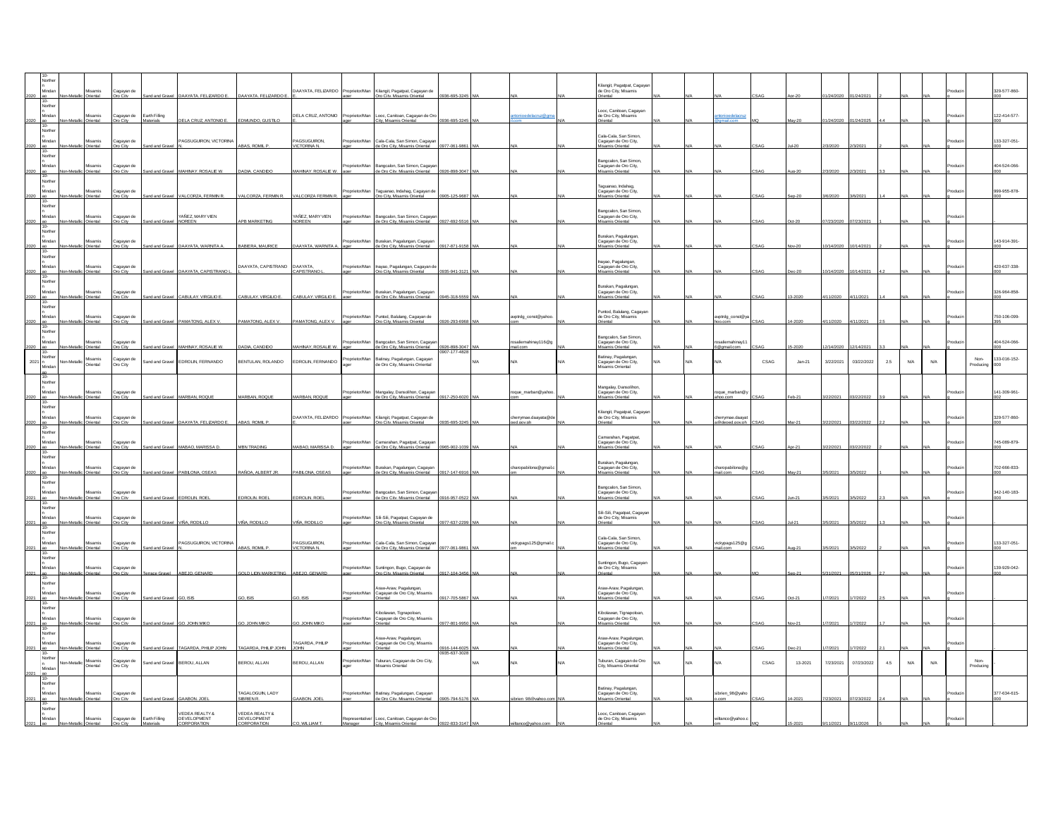| | | | | | | | | | | | | | | | | | | | | | | | | | | | | |
|---|---|---|---|---|---|---|---|---|---|---|---|---|---|---|---|---|---|---|---|---|---|---|---|---|---|---|---|---|
| 2020 | 10-Northern Mindanao | Non-Metallic | Misamis Oriental | Cagayan de Oro City | Sand and Gravel | DAAYATA, FELIZARDO E. | DAAYATA, FELIZARDO E. | DAAYATA, FELIZARDO E. | Proprietor/Manager | Kilangit, Pagatpat, Cagayan de Oro City, Misamis Oriental | 0936-695-3245 | N/A | N/A | N/A | Kilangit, Pagatpat, Cagayan de Oro City, Misamis Oriental | N/A | N/A | N/A | CSAG | Apr-20 | 01/24/2020 | 01/24/2021 | 2 | N/A | N/A | Producing | | 329-577-860-000 |
| 2020 | 10-Northern Mindanao | Non-Metallic | Misamis Oriental | Cagayan de Oro City | Earth Filling Materials | DELA CRUZ, ANTONIO E. | EDMUNDO, GUSTILO | DELA CRUZ, ANTONIO E. | Proprietor/Manager | Looc, Canitoan, Cagayan de Oro City, Misamis Oriental | 0936-695-3245 | N/A | antonioedelacruz@gmail.com | N/A | Looc, Canitoan, Cagayan de Oro City, Misamis Oriental | N/A | N/A | antonioedelacruz@gmail.com | MQ | May-20 | 01/24/2020 | 01/24/2025 | 4.4 | N/A | N/A | Producing | | 122-414-577-000 |
| 2020 | 10-Northern Mindanao | Non-Metallic | Misamis Oriental | Cagayan de Oro City | Sand and Gravel | PAGSUGUIRON, VICTORINA N. | ABAS, ROMIL P. | PAGSUGUIRON, VICTORINA N. | Proprietor/Manager | Cala-Cala, San Simon, Cagayan de Oro City, Misamis Oriental | 0977-061-9861 | N/A | N/A | N/A | Cala-Cala, San Simon, Cagayan de Oro City, Misamis Oriental | N/A | N/A | N/A | CSAG | Jul-20 | 2/3/2020 | 2/3/2021 | 2 | N/A | N/A | Producing | | 133-327-051-000 |
| 2020 | 10-Northern Mindanao | Non-Metallic | Misamis Oriental | Cagayan de Oro City | Sand and Gravel | MAHINAY, ROSALIE W. | DADIA, CANDIDO | MAHINAY, ROSALIE W. | Proprietor/Manager | Bangcalon, San Simon, Cagayan de Oro City, Misamis Oriental | 0926-898-3047 | N/A | N/A | N/A | Bangcalon, San Simon, Cagayan de Oro City, Misamis Oriental | N/A | N/A | N/A | CSAG | Aug-20 | 2/3/2020 | 2/3/2021 | 3.3 | N/A | N/A | Producing | | 404-524-066-000 |
| 2020 | 10-Northern Mindanao | Non-Metallic | Misamis Oriental | Cagayan de Oro City | Sand and Gravel | VALCORZA, FERMIN R. | VALCORZA, FERMIN R. | VALCORZA FERMIN R. | Proprietor/Manager | Taguanao, Indahag, Cagayan de Oro City, Misamis Oriental | 0905-125-9687 | N/A | N/A | N/A | Taguanao, Indahag, Cagayan de Oro City, Misamis Oriental | N/A | N/A | N/A | CSAG | Sep-20 | 3/6/2020 | 3/6/2021 | 1.4 | N/A | N/A | Producing | | 999-955-878-000 |
| 2020 | 10-Northern Mindanao | Non-Metallic | Misamis Oriental | Cagayan de Oro City | Sand and Gravel | YAÑEZ, MARY VIEN NOREEN | APB MARKETING | YAÑEZ, MARY VIEN NOREEN | Proprietor/Manager | Bangcalon, San Simon, Cagayan de Oro City, Misamis Oriental | 0927-692-5516 | N/A | N/A | N/A | Bangcalon, San Simon, Cagayan de Oro City, Misamis Oriental | N/A | N/A | N/A | CSAG | Oct-20 | 07/23/2020 | 07/23/2021 | 1 | N/A | N/A | Producing | | |
| 2020 | 10-Northern Mindanao | Non-Metallic | Misamis Oriental | Cagayan de Oro City | Sand and Gravel | DAAYATA, WARNITA A. | BABIERA, MAURICE | DAAYATA, WARNITA A. | Proprietor/Manager | Busakan, Pagalungan, Cagayan de Oro City, Misamis Oriental | 0917-871-9158 | N/A | N/A | N/A | Busakan, Pagalungan, Cagayan de Oro City, Misamis Oriental | N/A | N/A | N/A | CSAG | Nov-20 | 10/14/2020 | 10/14/2021 | 2 | N/A | N/A | Producing | | 143-914-391-000 |
| 2020 | 10-Northern Mindanao | Non-Metallic | Misamis Oriental | Cagayan de Oro City | Sand and Gravel | DAAYATA, CAPISTRANO L. | DAAYATA, CAPISTRANO L. | DAAYATA, CAPISTRANO L. | Proprietor/Manager | Ihayao, Pagalungan, Cagayan de Oro City, Misamis Oriental | 0935-941-3121 | N/A | N/A | N/A | Ihayao, Pagalungan, Cagayan de Oro City, Misamis Oriental | N/A | N/A | N/A | CSAG | Dec-20 | 10/14/2020 | 10/14/2021 | 4.2 | N/A | N/A | Producing | | 420-637-338-000 |
| 2020 | 10-Northern Mindanao | Non-Metallic | Misamis Oriental | Cagayan de Oro City | Sand and Gravel | CABULAY, VIRGILIO E. | CABULAY, VIRGILIO E. | CABULAY, VIRGILIO E. | Proprietor/Manager | Busakan, Pagalungan, Cagayan de Oro City, Misamis Oriental | 0945-318-5559 | N/A | N/A | N/A | Busakan, Pagalungan, Cagayan de Oro City, Misamis Oriental | N/A | N/A | N/A | CSAG | 13-2020 | 4/11/2020 | 4/11/2021 | 1.4 | N/A | N/A | Producing | | 326-964-858-000 |
| 2020 | 10-Northern Mindanao | Non-Metallic | Misamis Oriental | Cagayan de Oro City | Sand and Gravel | PAMATONG, ALEX V. | PAMATONG, ALEX V. | PAMATONG, ALEX V. | Proprietor/Manager | Puntod, Balulang, Cagayan de Oro City, Misamis Oriental | 0926-293-6968 | N/A | avptrdg_const@yahoo.com | N/A | Puntod, Balulang, Cagayan de Oro City, Misamis Oriental | N/A | N/A | avptrdg_const@yahoo.com | CSAG | 14-2020 | 4/11/2020 | 4/11/2021 | 2.5 | N/A | N/A | Producing | | 750-106-099-395 |
| 2020 | 10-Northern Mindanao | Non-Metallic | Misamis Oriental | Cagayan de Oro City | Sand and Gravel | MAHINAY, ROSALIE W. | DADIA, CANDIDO | MAHINAY, ROSALIE W. | Proprietor/Manager | Bangcalon, San Simon, Cagayan de Oro City, Misamis Oriental | 0926-898-3047 | N/A | rosaliemahinay116@gmail.com | N/A | Bangcalon, San Simon, Cagayan de Oro City, Misamis Oriental | N/A | N/A | rosaliemahinay116@gmail.com | CSAG | 15-2020 | 12/14/2020 | 12/14/2021 | 3.3 | N/A | N/A | Producing | | 404-524-066-000 |
| 2021 | 10-Northern Mindanao | Non-Metallic | Misamis Oriental | Cagayan de Oro City | Sand and Gravel | EDROLIN, FERNANDO | BENTULAN, ROLANDO | EDROLIN, FERNANDO | Proprietor/Manager | Balinay, Pagalungan, Cagayan de Oro City, Misamis Oriental | 0907-177-4828 | N/A | N/A | N/A | Balinay, Pagalungan, Cagayan de Oro City, Misamis Orriental | N/A | N/A | N/A | CSAG | Jan-21 | 3/22/2021 | 03/22/2022 | 2.5 | N/A | N/A | | Non-Producing | 133-016-152-000 |
| 2020 | 10-Northern Mindanao | Non-Metallic | Misamis Oriental | Cagayan de Oro City | Sand and Gravel | MARBAN, ROQUE | MARBAN, ROQUE | MARBAN, ROQUE | Proprietor/Manager | Mangalay, Dansolihon, Cagayan de Oro City, Misamis Oriental | 0917-250-6020 | N/A | roque_marban@yahoo.com | N/A | Mangalay, Dansolihon, Cagayan de Oro City, Misamis Oriental | N/A | N/A | roque_marban@yahoo.com | CSAG | Feb-21 | 3/22/2021 | 03/22/2022 | 3.9 | N/A | N/A | Producing | | 141-309-961-002 |
| 2020 | 10-Northern Mindanao | Non-Metallic | Misamis Oriental | Cagayan de Oro City | Sand and Gravel | DAAYATA, FELIZARDO E. | ABAS, ROMIL P. | DAAYATA, FELIZARDO E. | Proprietor/Manager | Kilangit, Pagatpat, Cagayan de Oro City, Misamis Oriental | 0935-695-3245 | N/A | cherrymae.daayata@deped.gov.ph | N/A | Kilangit, Pagatpat, Cagayan de Oro City, Misamis Oriental | N/A | N/A | cherrymae.daayata@deped.gov.ph | CSAG | Mar-21 | 3/22/2021 | 03/22/2022 | 2.2 | N/A | N/A | Producing | | 329-577-860-000 |
| 2020 | 10-Northern Mindanao | Non-Metallic | Misamis Oriental | Cagayan de Oro City | Sand and Gravel | MABAO, MARISSA D. | MBN TRADING | MABAO, MARISSA D. | Proprietor/Manager | Camansihan, Pagatpat, Cagayan de Oro City, Misamis Oriental | 0965-902-1039 | N/A | N/A | N/A | Camansihan, Pagatpat, Cagayan de Oro City, Misamis Oriental | N/A | N/A | N/A | CSAG | Apr-21 | 3/22/2021 | 03/22/2022 | 2 | N/A | N/A | Producing | | 745-089-879-000 |
| 2020 | 10-Northern Mindanao | Non-Metallic | Misamis Oriental | Cagayan de Oro City | Sand and Gravel | PABILONA, OSEAS | RAÑOA, ALBERT JR. | PABILONA, OSEAS | Proprietor/Manager | Busakan, Pagalungan, Cagayan de Oro City, Misamis Oriental | 0917-147-6916 | N/A | charopabilona@gmail.com | N/A | Busakan, Pagalungan, Cagayan de Oro City, Misamis Oriental | N/A | N/A | charopabilona@gmail.com | CSAG | May-21 | 3/5/2021 | 3/5/2022 | 1 | N/A | N/A | Producing | | 702-666-833-000 |
| 2021 | 10-Northern Mindanao | Non-Metallic | Misamis Oriental | Cagayan de Oro City | Sand and Gravel | EDROLIN, ROEL | EDROLIN, ROEL | EDROLIN, ROEL | Proprietor/Manager | Bangcalon, San Simon, Cagayan de Oro City, Misamis Oriental | 0916-957-0522 | N/A | N/A | N/A | Bangcalon, San Simon, Cagayan de Oro City, Misamis Oriental | N/A | N/A | N/A | CSAG | Jun-21 | 3/5/2021 | 3/5/2022 | 2.3 | N/A | N/A | Producing | | 342-140-183-000 |
| 2021 | 10-Northern Mindanao | Non-Metallic | Misamis Oriental | Cagayan de Oro City | Sand and Gravel | VIÑA, RODILLO | VIÑA, RODILLO | VIÑA, RODILLO | Proprietor/Manager | Sili-Sili, Pagatpat, Cagayan de Oro City, Misamis Oriental | 0977-637-2299 | N/A | N/A | N/A | Sili-Sili, Pagatpat, Cagayan de Oro City, Misamis Oriental | N/A | N/A | N/A | CSAG | Jul-21 | 3/5/2021 | 3/5/2022 | 1.3 | N/A | N/A | Producing | | - |
| 2021 | 10-Northern Mindanao | Non-Metallic | Misamis Oriental | Cagayan de Oro City | Sand and Gravel | PAGSUGUIRON, VICTORINA N. | ABAS, ROMIL P. | PAGSUGUIRON, VICTORINA N. | Proprietor/Manager | Cala-Cala, San Simon, Cagayan de Oro City, Misamis Oriental | 0977-061-9861 | N/A | vickypags125@gmail.com | N/A | Cala-Cala, San Simon, Cagayan de Oro City, Misamis Oriental | N/A | N/A | vickypags125@gmail.com | CSAG | Aug-21 | 3/5/2021 | 3/5/2022 | 2 | N/A | N/A | Producing | | 133-327-051-000 |
| 2021 | 10-Northern Mindanao | Non-Metallic | Misamis Oriental | Cagayan de Oro City | Terrace Gravel | ABEJO, GENARD | GOLD LION MARKETING | ABEJO, GENARD | Proprietor/Manager | Suntingon, Bugo, Cagayan de Oro City, Misamis Oriental | 0917-104-3456 | N/A | N/A | N/A | Suntingon, Bugo, Cagayan de Oro City, Misamis Oriental | N/A | N/A | N/A | MQ | Sep-21 | 5/31/2021 | 05/31/2026 | 2.7 | N/A | N/A | Producing | | 139-929-042-000 |
| 2021 | 10-Northern Mindanao | Non-Metallic | Misamis Oriental | Cagayan de Oro City | Sand and Gravel | GO, ISIS | GO, ISIS | GO, ISIS | Proprietor/Manager | Araw-Araw, Pagalungan, Cagayan de Oro City, Misamis Oriental | 0917-705-5867 | N/A | N/A | N/A | Araw-Araw, Pagalungan, Cagayan de Oro City, Misamis Oriental | N/A | N/A | N/A | CSAG | Oct-21 | 1/7/2021 | 1/7/2022 | 2.5 | N/A | N/A | Producing | | - |
| 2021 | 10-Northern Mindanao | Non-Metallic | Misamis Oriental | Cagayan de Oro City | Sand and Gravel | GO, JOHN MIKO | GO, JOHN MIKO | GO, JOHN MIKO | Proprietor/Manager | Kiboliwan, Tignapoloan, Cagayan de Oro City, Misamis Oriental | 0977-801-9950 | N/A | N/A | N/A | Kiboliwan, Tignapoloan, Cagayan de Oro City, Misamis Oriental | N/A | N/A | N/A | CSAG | Nov-21 | 1/7/2021 | 1/7/2022 | 1.7 | N/A | N/A | Producing | | - |
| 2021 | 10-Northern Mindanao | Non-Metallic | Misamis Oriental | Cagayan de Oro City | Sand and Gravel | TAGARDA, PHILIP JOHN | TAGARDA, PHILIP JOHN | TAGARDA, PHILIP JOHN | Proprietor/Manager | Araw-Araw, Pagalungan, Cagayan de Oro City, Misamis Oriental | 0916-144-6025 | N/A | N/A | N/A | Araw-Araw, Pagalungan, Cagayan de Oro City, Misamis Oriental | N/A | N/A | N/A | CSAG | Dec-21 | 1/7/2021 | 1/7/2022 | 2.1 | N/A | N/A | Producing | | |
| 2021 | 10-Northern Mindanao | Non-Metallic | Misamis Oriental | Cagayan de Oro City | Sand and Gravel | BEROU, ALLAN | BEROU, ALLAN | BEROU, ALLAN | Proprietor/Manager | Tuburan, Cagayan de Oro City, Misamis Oriental | 0935-637-3028 | N/A | N/A | N/A | Tuburan, Cagayan de Oro City, Misamis Oriental | N/A | N/A | N/A | CSAG | 13-2021 | 7/23/2021 | 07/23/2022 | 4.5 | N/A | N/A | | Non-Producing | |
| 2021 | 10-Northern Mindanao | Non-Metallic | Misamis Oriental | Cagayan de Oro City | Sand and Gravel | GAABON, JOEL | TAGALOGUIN, LADY SIBRIEN R. | GAABON, JOEL | Proprietor/Manager | Balinay, Pagalungan, Cagayan de Oro City, Misamis Oriental | 0905-794-5176 | N/A | sibrien_98@yahoo.com | N/A | Balinay, Pagalungan, Cagayan de Oro City, Misamis Oriental | N/A | N/A | sibrien_98@yahoo.com | CSAG | 14-2021 | 7/23/2021 | 07/23/2022 | 2.4 | N/A | N/A | Producing | | 377-634-615-000 |
| 2021 | 10-Northern Mindanao | Non-Metallic | Misamis Oriental | Cagayan de Oro City | Earth Filling Materials | VEDEA REALTY & DEVELOPMENT CORPORATION | VEDEA REALTY & DEVELOPMENT CORPORATION | CO, WILLIAM T. | Representative/Manager | Looc, Canitoan, Cagayan de Oro City, Misamis Oriental | 0922-833-3147 | N/A | willanco@yahoo.com | N/A | Looc, Canitoan, Cagayan de Oro City, Misamis Oriental | N/A | N/A | willanco@yahoo.com | MQ | 15-2021 | 9/11/2021 | 9/11/2026 | 5 | N/A | N/A | Producing | | - |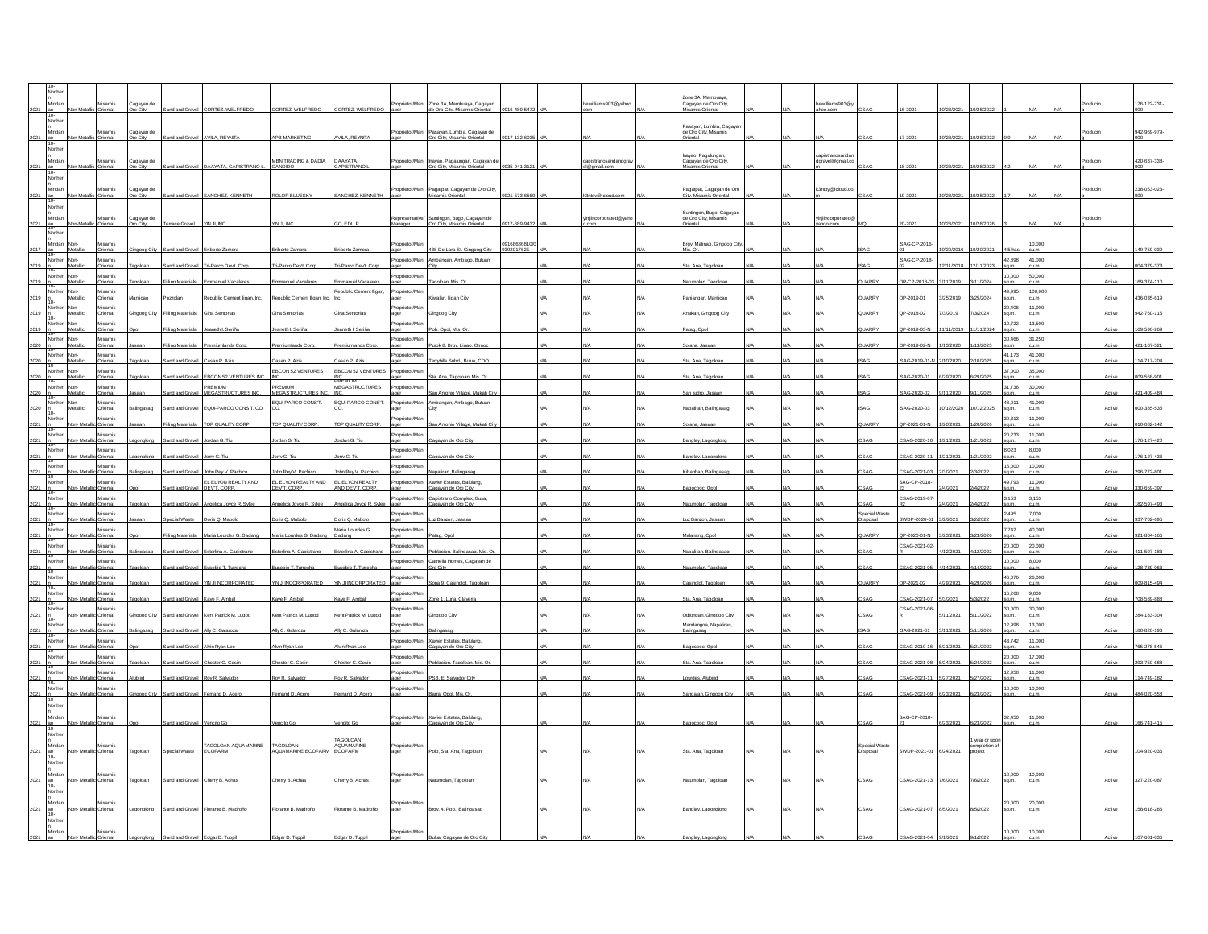| | | | | | | | | | | | | | | | | | | | | | | | | | | | | |
|---|---|---|---|---|---|---|---|---|---|---|---|---|---|---|---|---|---|---|---|---|---|---|---|---|---|---|---|---|
| 2021 | 10-Northern Mindanao | Non-Metallic | Misamis Oriental | Cagayan de Oro City | Sand and Gravel | CORTEZ, WELFREDO | CORTEZ, WELFREDO | CORTEZ, WELFREDO | Proprietor/Manager | Zone 3A, Mambuaya, Cagayan de Oro City, Misamis Oriental | 0916-489-5472 | N/A | bewilliams903@yahoo.com | N/A | Zone 3A, Mambuaya, Cagayan de Oro City, Misamis Oriental | N/A | N/A | bewilliams903@yahoo.com | CSAG | 16-2021 | 10/28/2021 | 10/28/2022 | 1 | N/A | N/A | Producing | | 176-122-731-000 |
| 2021 | 10-Northern Mindanao | Non-Metallic | Misamis Oriental | Cagayan de Oro City | Sand and Gravel | AVILA, REYNITA | APB MARKETING | AVILA, REYNITA | Proprietor/Manager | Pasayan, Lumbia, Cagayan de Oro City, Misamis Oriental | 0917-132-6035 | N/A | N/A | N/A | Pasayan, Lumbia, Cagayan de Oro City, Misamis Oriental | N/A | N/A | N/A | CSAG | 17-2021 | 10/28/2021 | 10/28/2022 | 0.9 | N/A | N/A | Producing | | 942-969-979-000 |
| 2021 | 10-Northern Mindanao | Non-Metallic | Misamis Oriental | Cagayan de Oro City | Sand and Gravel | DAAYATA, CAPISTRANO L. | MBN TRADING & DADIA, CANDIDO | DAAYATA, CAPISTRANO L. | Proprietor/Manager | Inayao, Pagalungan, Cagayan de Oro City, Misamis Oriental | 0935-941-3121 | N/A | capistranosandandgravel@gmail.com | N/A | Inayao, Pagalungan, Cagayan de Oro City, Misamis Oriental | N/A | N/A | capistranosandandgravel@gmail.com | CSAG | 18-2021 | 10/28/2021 | 10/28/2022 | 4.2 | N/A | N/A | Producing | | 420-637-338-000 |
| 2021 | 10-Northern Mindanao | Non-Metallic | Misamis Oriental | Cagayan de Oro City | Sand and Gravel | SANCHEZ, KENNETH | ROLOR BLUESKY | SANCHEZ, KENNETH | Proprietor/Manager | Pagalpat, Cagayan de Oro City, Misamis Oriental | 0921-573-6560 | N/A | k3ntoy@icloud.com | N/A | Pagalpat, Cagayan de Oro City, Misamis Oriental | N/A | N/A | k3ntoy@icloud.com | CSAG | 19-2021 | 10/28/2021 | 10/28/2022 | 1.7 | N/A | N/A | Producing | | 238-053-023-000 |
| 2021 | 10-Northern Mindanao | Non-Metallic | Misamis Oriental | Cagayan de Oro City | Terrace Gravel | YIN JI, INC. | YIN JI, INC. | GO, EDU P. | Representative/Manager | Suntingon, Bugo, Cagayan de Oro City, Misamis Oriental | 0917-689-9432 | N/A | yinjiincorporated@yahoo.com | N/A | Suntingon, Bugo, Cagayan de Oro City, Misamis Oriental | N/A | N/A | yinjiincorporated@yahoo.com | MQ | 20-2021 | 10/28/2021 | 10/28/2026 | 3 | N/A | N/A | Producing | | - |
| 2017 | 10-Northern Mindanao | Non-Metallic | Misamis Oriental | Gingoog City | Sand and Gravel | Eriberto Zamora | Eriberto Zamora | Eriberto Zamora | Proprietor/Manager | 438 De Lara St. Gingoog City | 09168686810/09392017625 | N/A | N/A | N/A | Brgy. Malinwo, Gingoog City, Mis. Or. | N/A | N/A | N/A | ISAG | ISAG-CP-2016-01 | 10/20/2016 | 10/20/2021 | 4.5 has | 10,000 cu.m | | | Active | 149-759-039 |
| 2019 | 10-Northern Mindanao | Non-Metallic | Misamis Oriental | Tagoloan | Sand and Gravel | Tri-Parco Dev't. Corp. | Tri-Parco Dev't. Corp. | Tri-Parco Dev't. Corp. | Proprietor/Manager | Ambangan, Ambago, Butuan City | | N/A | N/A | N/A | Sta. Ana, Tagoloan | N/A | N/A | N/A | ISAG | ISAG-CP-2018-02 | 12/11/2018 | 12/11/2023 | 42,898 sq.m. | 41,000 cu.m. | | | Active | 004-379-373 |
| 2019 | 10-Northern Mindanao | Non-Metallic | Misamis Oriental | Tagoloan | Filling Materials | Emmanuel Vacalares | Emmanuel Vacalares | Emmanuel Vacalares | Proprietor/Manager | Tagoloan, Mis. Or. | | N/A | N/A | N/A | Natumolan, Tagoloan | N/A | N/A | N/A | QUARRY | OR-CP-2018-03 | 3/11/2019 | 3/11/2024 | 10,000 sq.m. | 50,000 cu.m. | | | Active | 169-374-110 |
| 2019 | 10-Northern Mindanao | Non-Metallic | Misamis Oriental | Manticao | Pozzolan | Republic Cement Iligan, Inc. | Republic Cement Iligan, Inc. | Republic Cement Iligan, Inc. | Proprietor/Manager | Kiwalan, Iligan City | | N/A | N/A | N/A | Pamiangan, Manticao | N/A | N/A | N/A | QUARRY | QP-2019-01 | 3/25/2019 | 3/25/2024 | 49,995 sq.m. | 100,000 cu.m. | | | Active | 436-035-619 |
| 2019 | 10-Northern Mindanao | Non-Metallic | Misamis Oriental | Gingoog City | Filling Materials | Gina Sentorias | Gina Sentorias | Gina Sentorias | Proprietor/Manager | Gingoog City | | N/A | N/A | N/A | Anakan, Gingoog City | N/A | N/A | N/A | QUARRY | QP-2018-02 | 7/3/2019 | 7/3/2024 | 30,406 sq.m. | 11,000 cu.m | | | Active | 942-760-115 |
| 2019 | 10-Northern Mindanao | Non-Metallic | Misamis Oriental | Opol | Filling Materials | Jeaneth I. Seriña | Jeaneth I. Seriña | Jeaneth I. Seriña | Proprietor/Manager | Pob. Opol, Mis. Or. | | N/A | N/A | N/A | Patag, Opol | N/A | N/A | N/A | QUARRY | QP-2019-03-N | 11/11/2019 | 11/11/2024 | 10,722 sq.m. | 13,500 cu.m. | | | Active | 169-590-269 |
| 2020 | 10-Northern Mindanao | Non-Metallic | Misamis Oriental | Jasaan | Filling Materials | Premiumlands Corp. | Premiumlands Corp. | Premiumlands Corp. | Proprietor/Manager | Purok 8, Brgy. Linao, Ormoc | | N/A | N/A | N/A | Solana, Jasaan | N/A | N/A | N/A | QUARRY | OP-2019-02-N | 1/13/2020 | 1/13/2025 | 30,466 sq.m. | 31,250 cu.m. | | | Active | 421-187-521 |
| 2020 | 10-Northern Mindanao | Non-Metallic | Misamis Oriental | Tagoloan | Sand and Gravel | Casan P. Azis | Casan P. Azis | Casan P. Azis | Proprietor/Manager | Terryhills Subd., Bulua, CDO | | N/A | N/A | N/A | Sta. Ana, Tagoloan | N/A | N/A | N/A | ISAG | ISAG-2019-01-N | 2/10/2020 | 2/10/2025 | 41,173 sq.m. | 41,000 cu.m. | | | Active | 114-717-704 |
| 2020 | 10-Northern Mindanao | Non-Metallic | Misamis Oriental | Tagoloan | Sand and Gravel | EBCON 52 VENTURES INC. | EBCON 52 VENTURES INC. | EBCON 52 VENTURES INC. | Proprietor/Manager | Sta. Ana, Tagoloan, Mis. Or. | | N/A | N/A | N/A | Sta. Ana, Tagoloan | N/A | N/A | N/A | ISAG | ISAG-2020-01 | 6/29/2020 | 6/29/2025 | 37,000 sq.m. | 35,000 cu.m. | | | Active | 009-588-901 |
| 2020 | 10-Northern Mindanao | Non-Metallic | Misamis Oriental | Jasaan | Sand and Gravel | PREMIUM MEGASTRUCTURES INC. | PREMIUM MEGASTRUCTURES INC. | PREMIUM MEGASTRUCTURES INC. | Proprietor/Manager | San Antonio Village, Makati City | | N/A | N/A | N/A | San Isidro, Jasaan | N/A | N/A | N/A | ISAG | ISAG-2020-02 | 9/11/2020 | 9/11/2025 | 31,736 sq.m. | 30,000 cu.m. | | | Active | 421-409-484 |
| 2020 | 10-Northern Mindanao | Non-Metallic | Misamis Oriental | Balingasag | Sand and Gravel | EQUI-PARCO CONS'T. CO. | EQUI-PARCO CONS'T. CO. | EQUI-PARCO CONS'T. CO. | Proprietor/Manager | Ambangan, Ambago, Butuan City | | N/A | N/A | N/A | Napaliran, Balingasag | N/A | N/A | N/A | ISAG | ISAG-2020-03 | 10/12/2020 | 10/12/2025 | 48,011 sq.m. | 41,000 cu.m. | | | Active | 000-385-535 |
| 2021 | 10-Northern Mindanao | Non-Metallic | Misamis Oriental | Jasaan | Filling Materials | TOP QUALITY CORP. | TOP QUALITY CORP. | TOP QUALITY CORP. | Proprietor/Manager | San Antonio Village, Makati City | | N/A | N/A | N/A | Solana, Jasaan | N/A | N/A | N/A | QUARRY | QP-2021-01-N | 1/20/2021 | 1/20/2026 | 39,313 sq.m. | 11,000 cu.m. | | | Active | 010-082-142 |
| 2021 | 10-Northern Mindanao | Non-Metallic | Misamis Oriental | Lagonglong | Sand and Gravel | Jordan G. Tiu | Jordan G. Tiu | Jordan G. Tiu | Proprietor/Manager | Cagayan de Oro City | | N/A | N/A | N/A | Banglay, Lagonglong | N/A | N/A | N/A | CSAG | CSAG-2020-10 | 1/21/2021 | 1/21/2022 | 20,233 sq.m. | 11,000 cu.m. | | | Active | 176-127-420 |
| 2021 | 10-Northern Mindanao | Non-Metallic | Misamis Oriental | Lagonglong | Sand and Gravel | Jerry G. Tiu | Jerry G. Tiu | Jerry G. Tiu | Proprietor/Manager | Cagayan de Oro City | | N/A | N/A | N/A | Banglay, Lagonglong | N/A | N/A | N/A | CSAG | CSAG-2020-11 | 1/21/2021 | 1/21/2022 | 8,023 sq.m. | 8,000 cu.m. | | | Active | 176-127-436 |
| 2021 | 10-Northern Mindanao | Non-Metallic | Misamis Oriental | Balingasag | Sand and Gravel | John Rey V. Pachico | John Rey V. Pachico | John Rey V. Pachico | Proprietor/Manager | Napaliran, Balingasag | | N/A | N/A | N/A | Kibanban, Balingasag | N/A | N/A | N/A | CSAG | CSAG-2021-03 | 2/3/2021 | 2/3/2022 | 15,000 sq.m. | 10,000 cu.m. | | | Active | 296-772-801 |
| 2021 | 10-Northern Mindanao | Non-Metallic | Misamis Oriental | Opol | Sand and Gravel | EL ELYON REALTY AND DEV'T. CORP. | EL ELYON REALTY AND DEV'T. CORP. | EL ELYON REALTY AND DEV'T. CORP. | Proprietor/Manager | Xavier Estates, Balulang, Cagayan de Oro City | | N/A | N/A | N/A | Bagocboc, Opol | N/A | N/A | N/A | CSAG | SAG-CP-2018-23 | 2/4/2021 | 2/4/2022 | 49,793 sq.m. | 11,000 cu.m. | | | Active | 330-659-397 |
| 2021 | 10-Northern Mindanao | Non-Metallic | Misamis Oriental | Tagoloan | Sand and Gravel | Angelica Joyce R. Sylee | Angelica Joyce R. Sylee | Angelica Joyce R. Sylee | Proprietor/Manager | Capistrano Complex, Gusa, Cagayan de Oro City | | N/A | N/A | N/A | Natumolan, Tagoloan | N/A | N/A | N/A | CSAG | CSAG-2019-07-R2 | 2/4/2021 | 2/4/2022 | 3,153 sq.m. | 3,153 cu.m. | | | Active | 182-597-493 |
| 2021 | 10-Northern Mindanao | Non-Metallic | Misamis Oriental | Jasaan | Special Waste | Doris Q. Mabolo | Doris Q. Mabolo | Doris Q. Mabolo | Proprietor/Manager | Luz Banzon, Jasaan | | N/A | N/A | N/A | Luz Banzon, Jasaan | N/A | N/A | N/A | Special Waste Disposal | SWDP-2020-01 | 3/2/2021 | 3/2/2022 | 2,495 sq.m. | 7,000 cu.m. | | | Active | 937-702-695 |
| 2021 | 10-Northern Mindanao | Non-Metallic | Misamis Oriental | Opol | Filling Materials | Maria Lourdes G. Dadang | Maria Lourdes G. Dadang | Maria Lourdes G. Dadang | Proprietor/Manager | Patag, Opol | | N/A | N/A | N/A | Malanang, Opol | N/A | N/A | N/A | QUARRY | QP-2020-01-N | 3/23/2021 | 3/23/2026 | 7,742 sq.m. | 40,000 cu.m. | | | Active | 921-804-166 |
| 2021 | 10-Northern Mindanao | Non-Metallic | Misamis Oriental | Balingasag | Sand and Gravel | Esterlina A. Capistrano | Esterlina A. Capistrano | Esterlina A. Capistrano | Proprietor/Manager | Poblacion, Balingasag, Mis. Or. | | N/A | N/A | N/A | Napaliran, Balingasag | N/A | N/A | N/A | CSAG | CSAG-2021-02-R | 4/12/2021 | 4/12/2022 | 20,000 sq.m. | 20,000 cu.m. | | | Active | 411-597-183 |
| 2021 | 10-Northern Mindanao | Non-Metallic | Misamis Oriental | Tagoloan | Sand and Gravel | Eusebio T. Tumecha | Eusebio T. Tumecha | Eusebio T. Tumecha | Proprietor/Manager | Camella Homes, Cagayan de Oro City | | N/A | N/A | N/A | Natumolan, Tagoloan | N/A | N/A | N/A | CSAG | CSAG-2021-05 | 4/14/2021 | 4/14/2022 | 10,000 sq.m. | 8,000 cu.m. | | | Active | 128-739-063 |
| 2021 | 10-Northern Mindanao | Non-Metallic | Misamis Oriental | Tagoloan | Sand and Gravel | YIN JI INCORPORATED | YIN JI INCORPORATED | YIN JI INCORPORATED | Proprietor/Manager | Sona 9, Casinglot, Tagoloan | | N/A | N/A | N/A | Casinglot, Tagoloan | N/A | N/A | N/A | QUARRY | QP-2021-02 | 4/29/2021 | 4/29/2026 | 46,076 sq.m. | 26,000 cu.m. | | | Active | 009-815-494 |
| 2021 | 10-Northern Mindanao | Non-Metallic | Misamis Oriental | Tagoloan | Sand and Gravel | Kaye F. Ambal | Kaye F. Ambal | Kaye F. Ambal | Proprietor/Manager | Zone 1, Luna, Claveria | | N/A | N/A | N/A | Sta. Ana, Tagoloan | N/A | N/A | N/A | CSAG | CSAG-2021-07 | 5/3/2021 | 5/3/2022 | 16,268 sq.m. | 9,000 cu.m. | | | Active | 708-589-888 |
| 2021 | 10-Northern Mindanao | Non-Metallic | Misamis Oriental | Gingoog City | Sand and Gravel | Kent Patrick M. Lugod | Kent Patrick M. Lugod | Kent Patrick M. Lugod | Proprietor/Manager | Gingoog City | | N/A | N/A | N/A | Odiongan, Gingoog City | N/A | N/A | N/A | CSAG | CSAG-2021-06-R | 5/11/2021 | 5/11/2022 | 30,000 sq.m. | 30,000 cu.m. | | | Active | 284-183-304 |
| 2021 | 10-Northern Mindanao | Non-Metallic | Misamis Oriental | Balingasag | Sand and Gravel | Ally C. Galarosa | Ally C. Galarosa | Ally C. Galarosa | Proprietor/Manager | Balingasag | | N/A | N/A | N/A | Mandangoa, Napaliran, Balingasag | N/A | N/A | N/A | ISAG | ISAG-2021-01 | 5/11/2021 | 5/11/2026 | 12,998 sq.m. | 13,000 cu.m. | | | Active | 180-820-193 |
| 2021 | 10-Northern Mindanao | Non-Metallic | Misamis Oriental | Opol | Sand and Gravel | Alvin Ryan Lee | Alvin Ryan Lee | Alvin Ryan Lee | Proprietor/Manager | Xavier Estates, Balulang, Cagayan de Oro City | | N/A | N/A | N/A | Bagocboc, Opol | N/A | N/A | N/A | CSAG | CSAG-2019-16 | 5/21/2021 | 5/21/2022 | 43,742 sq.m. | 11,000 cu.m. | | | Active | 765-278-546 |
| 2021 | 10-Northern Mindanao | Non-Metallic | Misamis Oriental | Tagoloan | Sand and Gravel | Chester C. Cosin | Chester C. Cosin | Chester C. Cosin | Proprietor/Manager | Poblacion, Tagoloan, Mis. Or. | | N/A | N/A | N/A | Sta. Ana, Tagoloan | N/A | N/A | N/A | CSAG | CSAG-2021-08 | 5/24/2021 | 5/24/2022 | 20,000 sq.m. | 17,000 cu.m. | | | Active | 293-750-688 |
| 2021 | 10-Northern Mindanao | Non-Metallic | Misamis Oriental | Alubijid | Sand and Gravel | Roy R. Salvador | Roy R. Salvador | Roy R. Salvador | Proprietor/Manager | PSB, El Salvador City | | N/A | N/A | N/A | Lourdes, Alubijid | N/A | N/A | N/A | CSAG | CSAG-2021-11 | 5/27/2021 | 5/27/2022 | 12,958 sq.m. | 11,000 cu.m. | | | Active | 114-749-182 |
| 2021 | 10-Northern Mindanao | Non-Metallic | Misamis Oriental | Gingoog City | Sand and Gravel | Fernand D. Acero | Fernand D. Acero | Fernand D. Acero | Proprietor/Manager | Barra, Opol, Mis. Or. | | N/A | N/A | N/A | Sangalan, Gingoog City | N/A | N/A | N/A | CSAG | CSAG-2021-09 | 6/23/2021 | 6/23/2022 | 10,000 sq.m. | 10,000 cu.m. | | | Active | 484-020-558 |
| 2021 | 10-Northern Mindanao | Non-Metallic | Misamis Oriental | Opol | Sand and Gravel | Vencito Go | Vencito Go | Vencito Go | Proprietor/Manager | Xavier Estates, Balulang, Cagayan de Oro City | | N/A | N/A | N/A | Bagocboc, Opol | N/A | N/A | N/A | CSAG | SAG-CP-2018-21 | 6/23/2021 | 6/23/2022 | 32,450 sq.m. | 11,000 cu.m. | | | Active | 166-741-415 |
| 2021 | 10-Northern Mindanao | Non-Metallic | Misamis Oriental | Tagoloan | Special Waste | TAGOLOAN AQUAMARINE ECOFARM | TAGOLOAN AQUAMARINE ECOFARM | TAGOLOAN AQUAMARINE ECOFARM | Proprietor/Manager | Polo, Sta. Ana, Tagoloan | | N/A | N/A | N/A | Sta. Ana, Tagoloan | N/A | N/A | N/A | Special Waste Disposal | SWDP-2021-01 | 6/24/2021 | 1 year or upon completion of project | | | | | Active | 104-920-036 |
| 2021 | 10-Northern Mindanao | Non-Metallic | Misamis Oriental | Tagoloan | Sand and Gravel | Cherry B. Achas | Cherry B. Achas | Cherry B. Achas | Proprietor/Manager | Natumolan, Tagoloan | | N/A | N/A | N/A | Natumolan, Tagoloan | N/A | N/A | N/A | CSAG | CSAG-2021-13 | 7/6/2021 | 7/6/2022 | 10,000 sq.m. | 10,000 cu.m. | | | Active | 327-220-067 |
| 2021 | 10-Northern Mindanao | Non-Metallic | Misamis Oriental | Lagonglong | Sand and Gravel | Florante B. Madroño | Florante B. Madroño | Florante B. Madroño | Proprietor/Manager | Brgy. 4, Pob., Balingasag | | N/A | N/A | N/A | Banglay, Lagonglong | N/A | N/A | N/A | CSAG | CSAG-2021-07 | 8/5/2021 | 8/5/2022 | 20,000 sq.m. | 20,000 cu.m. | | | Active | 158-618-286 |
| 2021 | 10-Northern Mindanao | Non-Metallic | Misamis Oriental | Lagonglong | Sand and Gravel | Edgar D. Tuppil | Edgar D. Tuppil | Edgar D. Tuppil | Proprietor/Manager | Bulua, Cagayan de Oro City | | N/A | N/A | N/A | Banglay, Lagonglong | N/A | N/A | N/A | CSAG | CSAG-2021-04 | 9/1/2021 | 9/1/2022 | 10,000 sq.m. | 10,000 cu.m. | | | Active | 107-601-036 |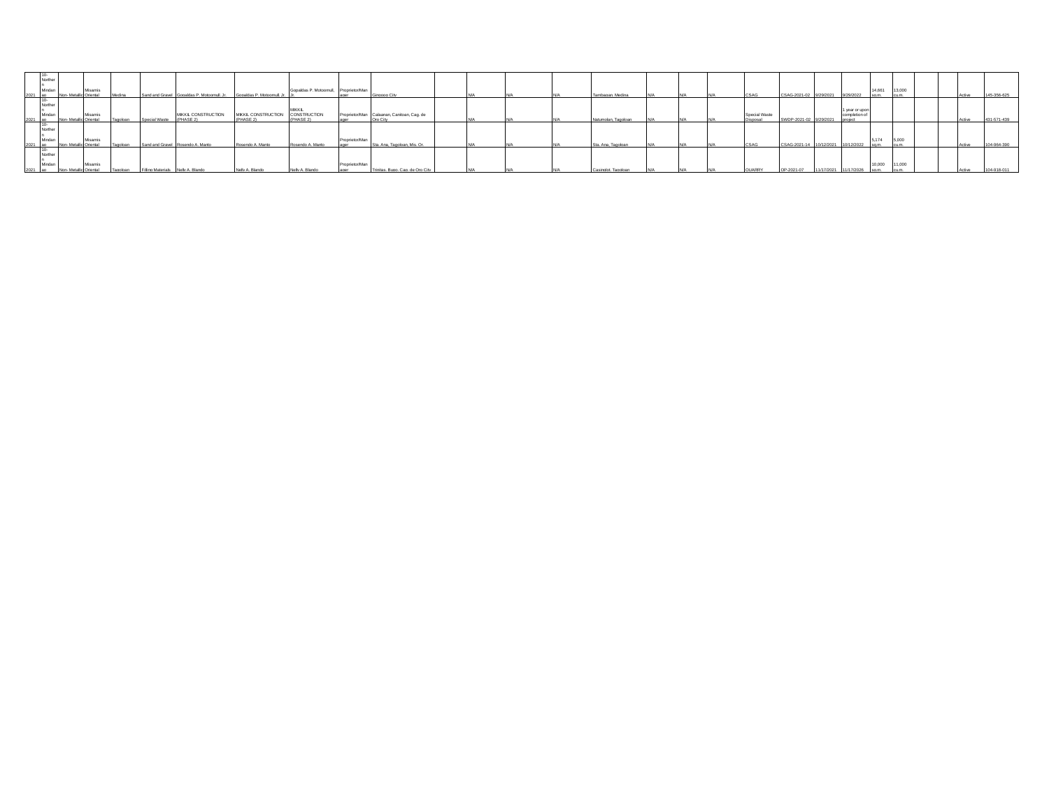| | | | | | | | | | | | | | | | | | | | | | | | | | | | | |
|---|---|---|---|---|---|---|---|---|---|---|---|---|---|---|---|---|---|---|---|---|---|---|---|---|---|---|---|---|
| 2021 | 10-Northern Mindanao | Non- Metallic | Misamis Oriental | Medina | Sand and Gravel | Gopaldas P. Motoomull, Jr. | Gopaldas P. Motoomull, Jr. | Gopaldas P. Motoomull, Jr. | Proprietor/Manager | Gingoog City | | N/A | N/A | N/A | Tambagan, Medina | N/A | N/A | N/A | CSAG | CSAG-2021-02 | 9/29/2021 | 9/29/2022 | 14,661 sq.m. | 13,000 cu.m. | | | Active | 145-356-625 |
| 2021 | 10-Northern Mindanao | Non- Metallic | Misamis Oriental | Tagoloan | Special Waste | MIKKIL CONSTRUCTION (PHASE 2) | MIKKIL CONSTRUCTION (PHASE 2) | MIKKIL CONSTRUCTION (PHASE 2) | Proprietor/Manager | Calaanan, Canitoan, Cag. de Oro City | | N/A | N/A | N/A | Natumolan, Tagoloan | N/A | N/A | N/A | Special Waste Disposal | SWDP-2021-02 | 9/29/2021 | 1 year or upon completion of project | | | | | Active | 431-571-439 |
| 2021 | 10-Northern Mindanao | Non- Metallic | Misamis Oriental | Tagoloan | Sand and Gravel | Rosendo A. Manto | Rosendo A. Manto | Rosendo A. Manto | Proprietor/Manager | Sta. Ana, Tagoloan, Mis. Or. | | N/A | N/A | N/A | Sta. Ana, Tagoloan | N/A | N/A | N/A | CSAG | CSAG-2021-14 | 10/12/2021 | 10/12/2022 | 5,174 sq.m. | 5,000 cu.m. | | | Active | 104-964-390 |
| 2021 | 10-Northern Mindanao | Non- Metallic | Misamis Oriental | Tagoloan | Filling Materials | Nelly A. Blando | Nelly A. Blando | Nelly A. Blando | Proprietor/Manager | Trinitas, Bugo, Cag. de Oro City | | N/A | N/A | N/A | Casinglot, Tagoloan | N/A | N/A | N/A | QUARRY | QP-2021-07 | 11/17/2021 | 11/17/2026 | 10,000 sq.m. | 11,000 cu.m. | | | Active | 104-918-011 |